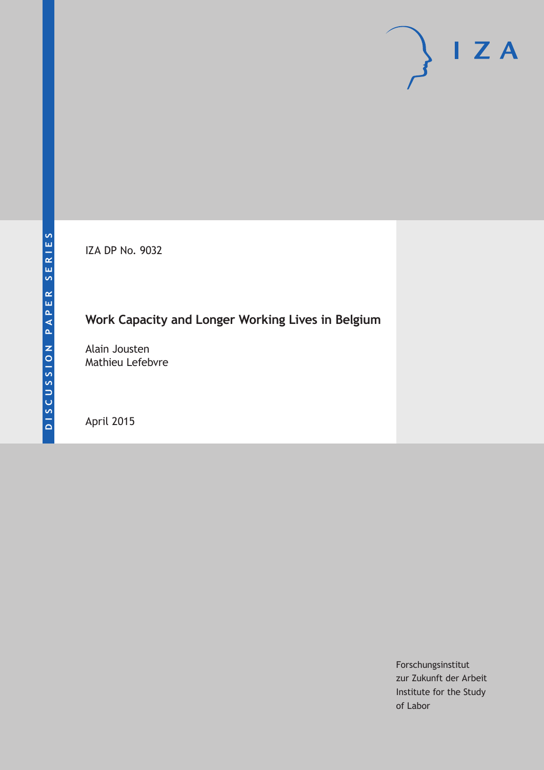DISCUSSION PAPER SERIES

IZA

IZA DP No. 9032

# Work Capacity and Longer Working Lives in Belgium

Alain Jousten
Mathieu Lefebvre

April 2015

Forschungsinstitut
zur Zukunft der Arbeit
Institute for the Study
of Labor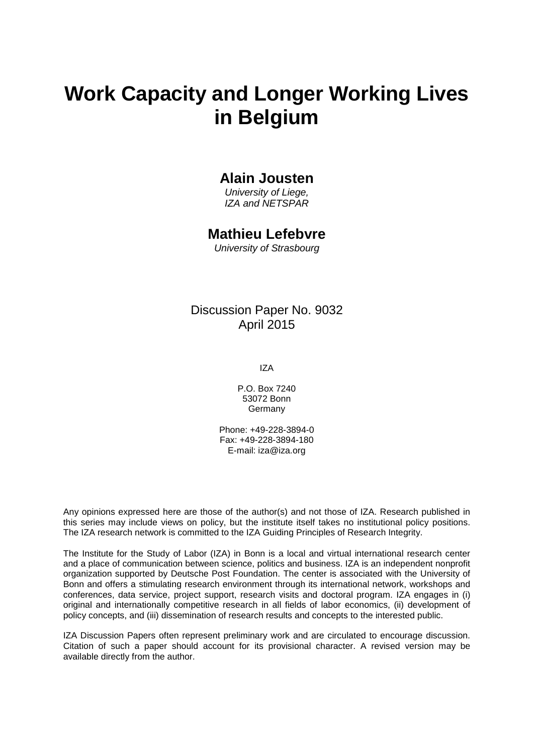# Work Capacity and Longer Working Lives in Belgium

## Alain Jousten

*University of Liege,*
*IZA and NETSPAR*

## Mathieu Lefebvre

*University of Strasbourg*

Discussion Paper No. 9032
April 2015

IZA

P.O. Box 7240
53072 Bonn
Germany

Phone: +49-228-3894-0
Fax: +49-228-3894-180
E-mail: iza@iza.org

Any opinions expressed here are those of the author(s) and not those of IZA. Research published in this series may include views on policy, but the institute itself takes no institutional policy positions. The IZA research network is committed to the IZA Guiding Principles of Research Integrity.

The Institute for the Study of Labor (IZA) in Bonn is a local and virtual international research center and a place of communication between science, politics and business. IZA is an independent nonprofit organization supported by Deutsche Post Foundation. The center is associated with the University of Bonn and offers a stimulating research environment through its international network, workshops and conferences, data service, project support, research visits and doctoral program. IZA engages in (i) original and internationally competitive research in all fields of labor economics, (ii) development of policy concepts, and (iii) dissemination of research results and concepts to the interested public.

IZA Discussion Papers often represent preliminary work and are circulated to encourage discussion. Citation of such a paper should account for its provisional character. A revised version may be available directly from the author.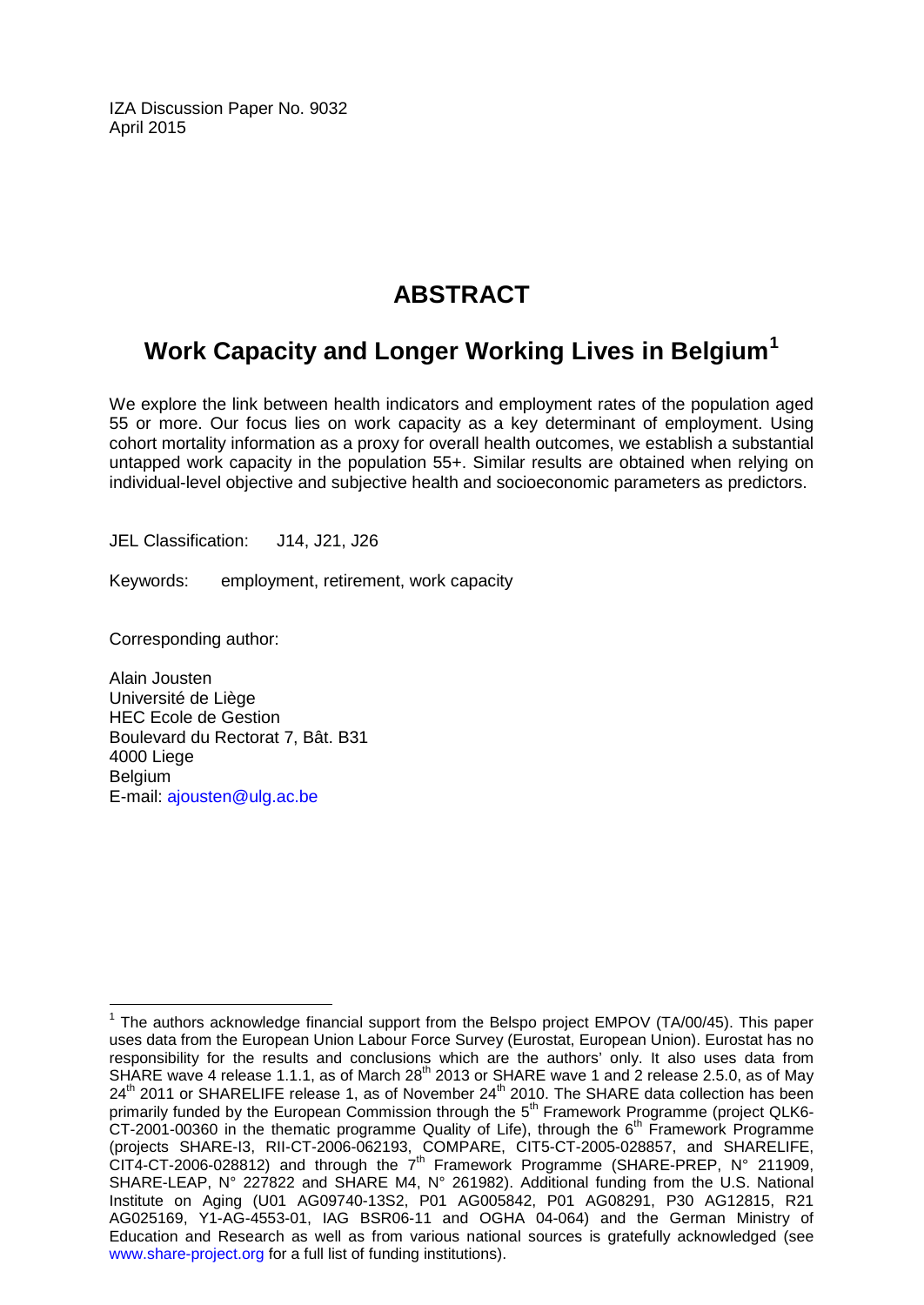IZA Discussion Paper No. 9032
April 2015

# ABSTRACT

## Work Capacity and Longer Working Lives in Belgium[1]

We explore the link between health indicators and employment rates of the population aged 55 or more. Our focus lies on work capacity as a key determinant of employment. Using cohort mortality information as a proxy for overall health outcomes, we establish a substantial untapped work capacity in the population 55+. Similar results are obtained when relying on individual-level objective and subjective health and socioeconomic parameters as predictors.

JEL Classification: J14, J21, J26

Keywords: employment, retirement, work capacity

Corresponding author:

Alain Jousten
Université de Liège
HEC Ecole de Gestion
Boulevard du Rectorat 7, Bât. B31
4000 Liege
Belgium
E-mail: ajousten@ulg.ac.be

[1] The authors acknowledge financial support from the Belspo project EMPOV (TA/00/45). This paper uses data from the European Union Labour Force Survey (Eurostat, European Union). Eurostat has no responsibility for the results and conclusions which are the authors' only. It also uses data from SHARE wave 4 release 1.1.1, as of March 28th 2013 or SHARE wave 1 and 2 release 2.5.0, as of May 24th 2011 or SHARELIFE release 1, as of November 24th 2010. The SHARE data collection has been primarily funded by the European Commission through the 5th Framework Programme (project QLK6-CT-2001-00360 in the thematic programme Quality of Life), through the 6th Framework Programme (projects SHARE-I3, RII-CT-2006-062193, COMPARE, CIT5-CT-2005-028857, and SHARELIFE, CIT4-CT-2006-028812) and through the 7th Framework Programme (SHARE-PREP, N° 211909, SHARE-LEAP, N° 227822 and SHARE M4, N° 261982). Additional funding from the U.S. National Institute on Aging (U01 AG09740-13S2, P01 AG005842, P01 AG08291, P30 AG12815, R21 AG025169, Y1-AG-4553-01, IAG BSR06-11 and OGHA 04-064) and the German Ministry of Education and Research as well as from various national sources is gratefully acknowledged (see www.share-project.org for a full list of funding institutions).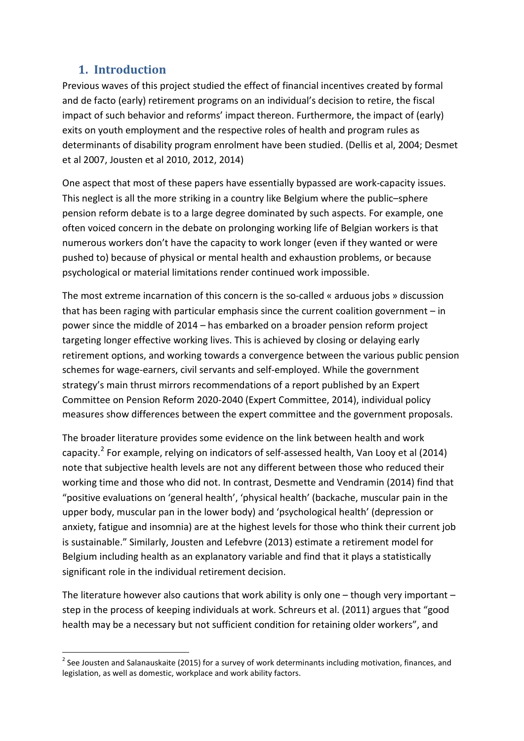# 1. Introduction

Previous waves of this project studied the effect of financial incentives created by formal and de facto (early) retirement programs on an individual's decision to retire, the fiscal impact of such behavior and reforms' impact thereon. Furthermore, the impact of (early) exits on youth employment and the respective roles of health and program rules as determinants of disability program enrolment have been studied. (Dellis et al, 2004; Desmet et al 2007, Jousten et al 2010, 2012, 2014)

One aspect that most of these papers have essentially bypassed are work-capacity issues. This neglect is all the more striking in a country like Belgium where the public–sphere pension reform debate is to a large degree dominated by such aspects. For example, one often voiced concern in the debate on prolonging working life of Belgian workers is that numerous workers don't have the capacity to work longer (even if they wanted or were pushed to) because of physical or mental health and exhaustion problems, or because psychological or material limitations render continued work impossible.

The most extreme incarnation of this concern is the so-called « arduous jobs » discussion that has been raging with particular emphasis since the current coalition government – in power since the middle of 2014 – has embarked on a broader pension reform project targeting longer effective working lives. This is achieved by closing or delaying early retirement options, and working towards a convergence between the various public pension schemes for wage-earners, civil servants and self-employed. While the government strategy's main thrust mirrors recommendations of a report published by an Expert Committee on Pension Reform 2020-2040 (Expert Committee, 2014), individual policy measures show differences between the expert committee and the government proposals.

The broader literature provides some evidence on the link between health and work capacity.[2] For example, relying on indicators of self-assessed health, Van Looy et al (2014) note that subjective health levels are not any different between those who reduced their working time and those who did not. In contrast, Desmette and Vendramin (2014) find that "positive evaluations on 'general health', 'physical health' (backache, muscular pain in the upper body, muscular pan in the lower body) and 'psychological health' (depression or anxiety, fatigue and insomnia) are at the highest levels for those who think their current job is sustainable." Similarly, Jousten and Lefebvre (2013) estimate a retirement model for Belgium including health as an explanatory variable and find that it plays a statistically significant role in the individual retirement decision.

The literature however also cautions that work ability is only one – though very important – step in the process of keeping individuals at work. Schreurs et al. (2011) argues that "good health may be a necessary but not sufficient condition for retaining older workers", and

[2] See Jousten and Salanauskaite (2015) for a survey of work determinants including motivation, finances, and legislation, as well as domestic, workplace and work ability factors.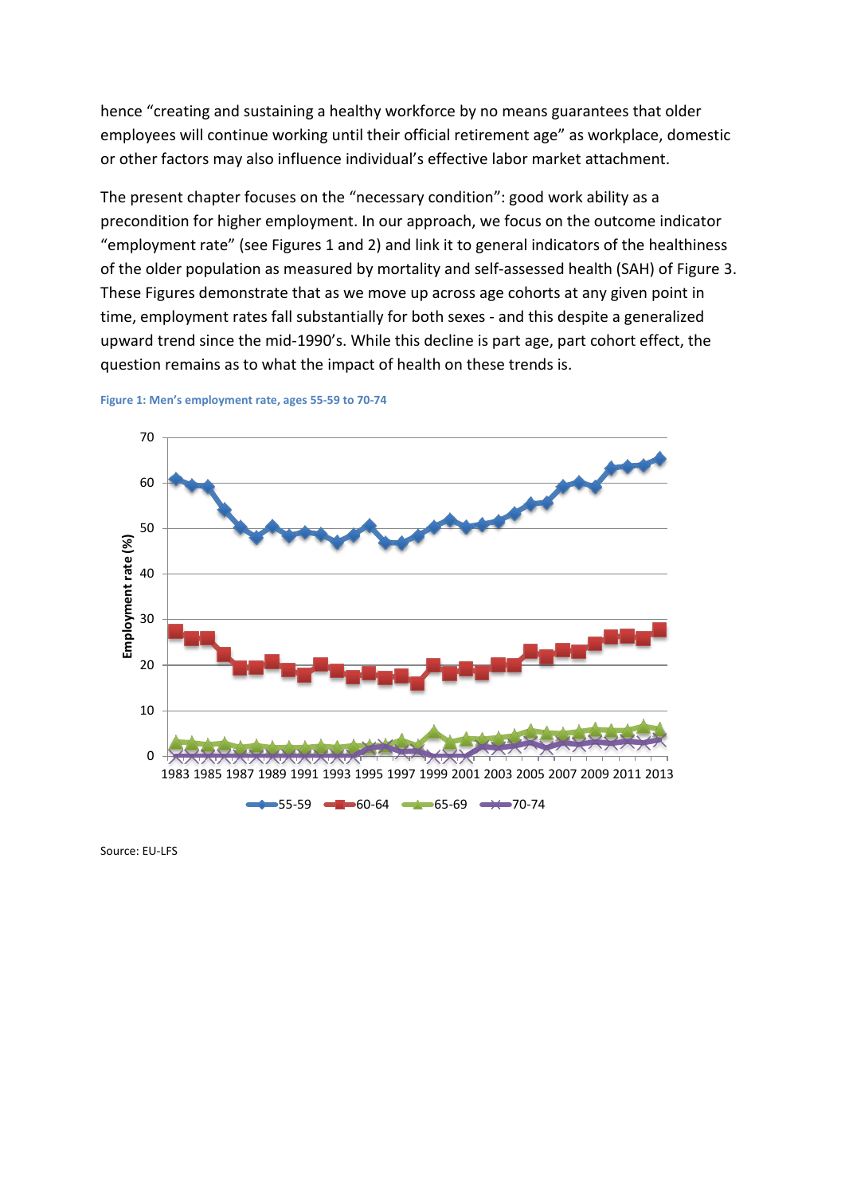hence “creating and sustaining a healthy workforce by no means guarantees that older employees will continue working until their official retirement age” as workplace, domestic or other factors may also influence individual’s effective labor market attachment.

The present chapter focuses on the “necessary condition”: good work ability as a precondition for higher employment. In our approach, we focus on the outcome indicator “employment rate” (see Figures 1 and 2) and link it to general indicators of the healthiness of the older population as measured by mortality and self-assessed health (SAH) of Figure 3. These Figures demonstrate that as we move up across age cohorts at any given point in time, employment rates fall substantially for both sexes - and this despite a generalized upward trend since the mid-1990’s. While this decline is part age, part cohort effect, the question remains as to what the impact of health on these trends is.

**Figure 1: Men’s employment rate, ages 55-59 to 70-74**

Source: EU-LFS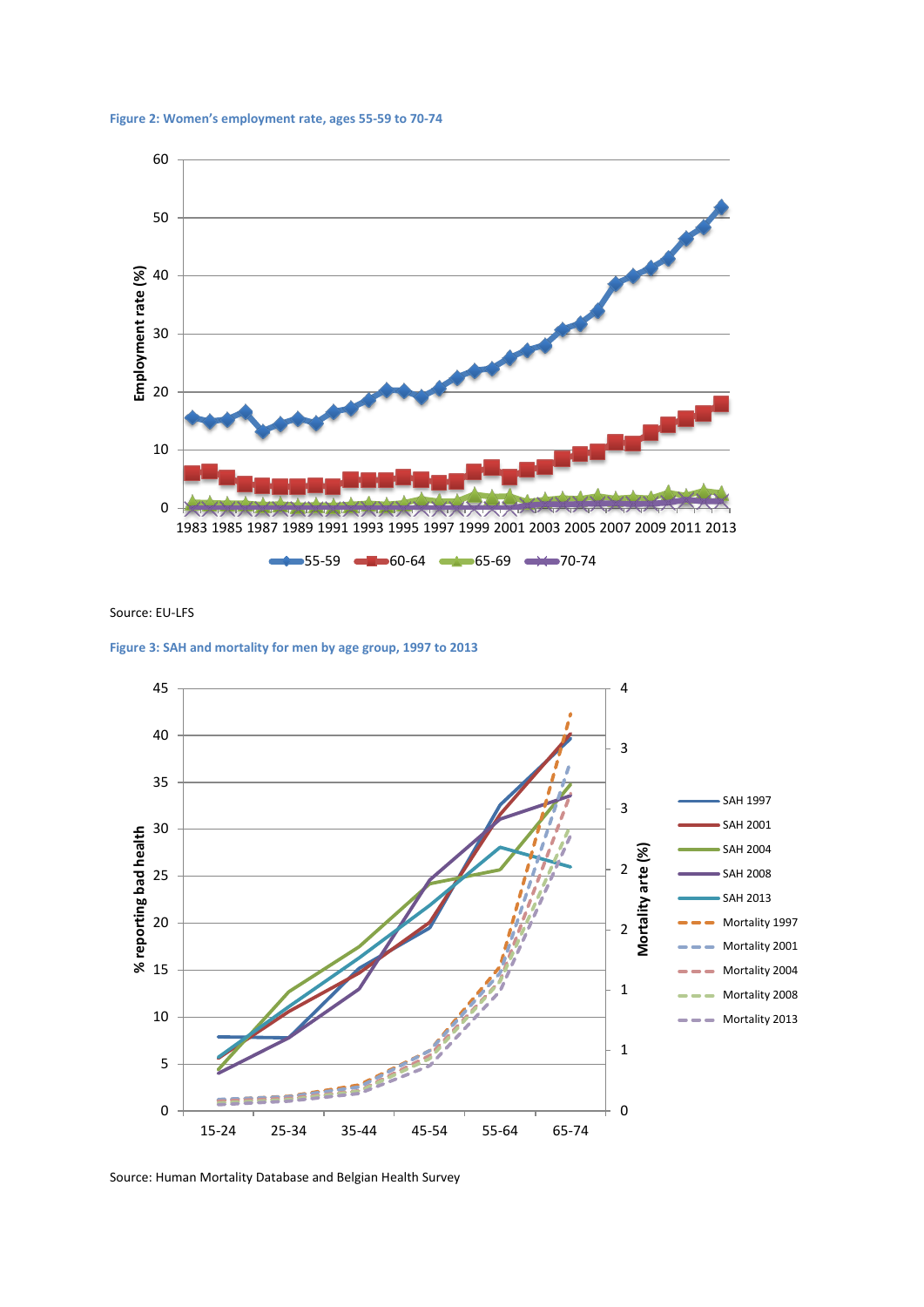**Figure 2: Women's employment rate, ages 55-59 to 70-74**

Source: EU-LFS

**Figure 3: SAH and mortality for men by age group, 1997 to 2013**

Source: Human Mortality Database and Belgian Health Survey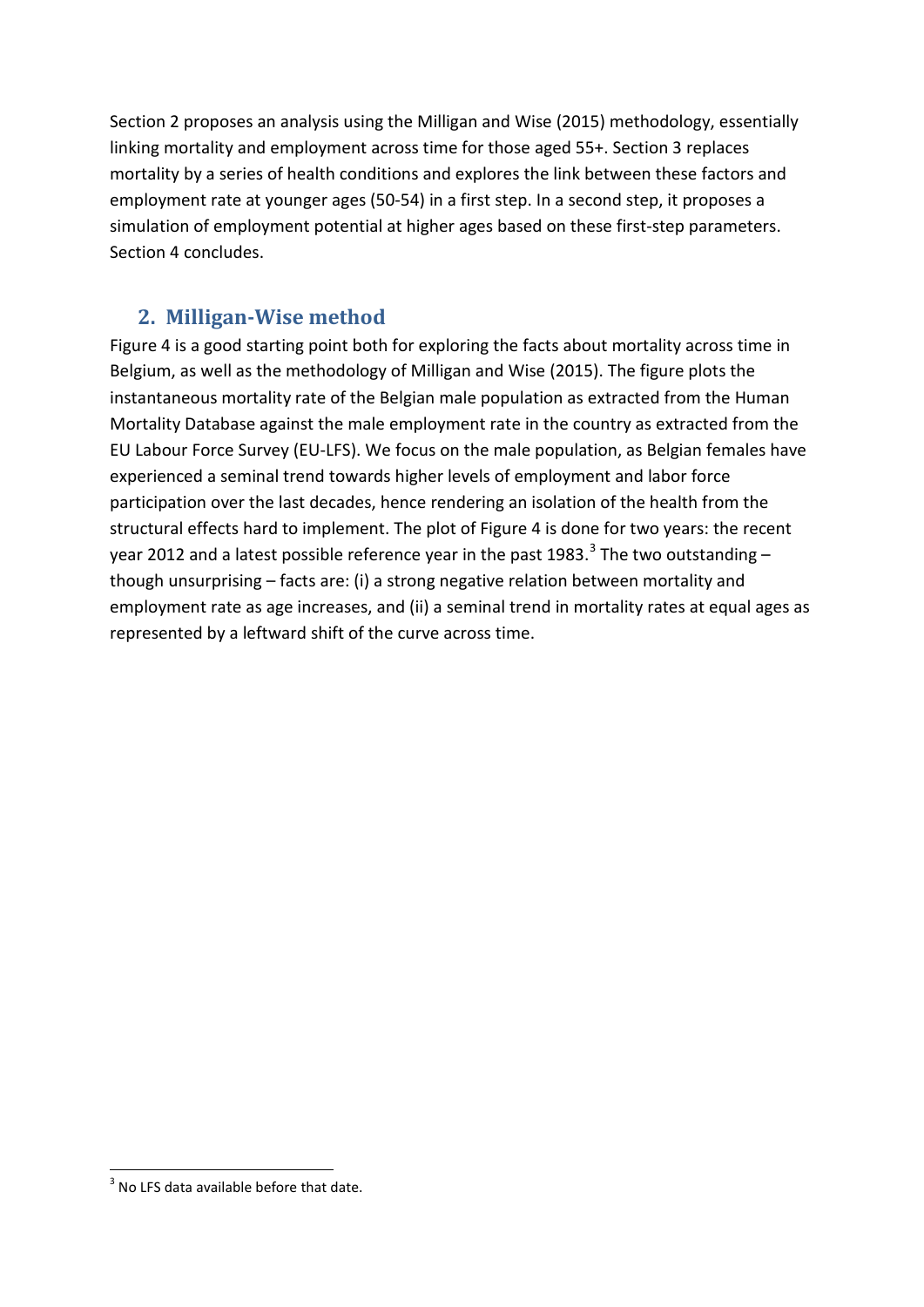Section 2 proposes an analysis using the Milligan and Wise (2015) methodology, essentially linking mortality and employment across time for those aged 55+. Section 3 replaces mortality by a series of health conditions and explores the link between these factors and employment rate at younger ages (50-54) in a first step. In a second step, it proposes a simulation of employment potential at higher ages based on these first-step parameters. Section 4 concludes.

## 2. Milligan-Wise method

Figure 4 is a good starting point both for exploring the facts about mortality across time in Belgium, as well as the methodology of Milligan and Wise (2015). The figure plots the instantaneous mortality rate of the Belgian male population as extracted from the Human Mortality Database against the male employment rate in the country as extracted from the EU Labour Force Survey (EU-LFS). We focus on the male population, as Belgian females have experienced a seminal trend towards higher levels of employment and labor force participation over the last decades, hence rendering an isolation of the health from the structural effects hard to implement. The plot of Figure 4 is done for two years: the recent year 2012 and a latest possible reference year in the past 1983.[3] The two outstanding – though unsurprising – facts are: (i) a strong negative relation between mortality and employment rate as age increases, and (ii) a seminal trend in mortality rates at equal ages as represented by a leftward shift of the curve across time.

[3] No LFS data available before that date.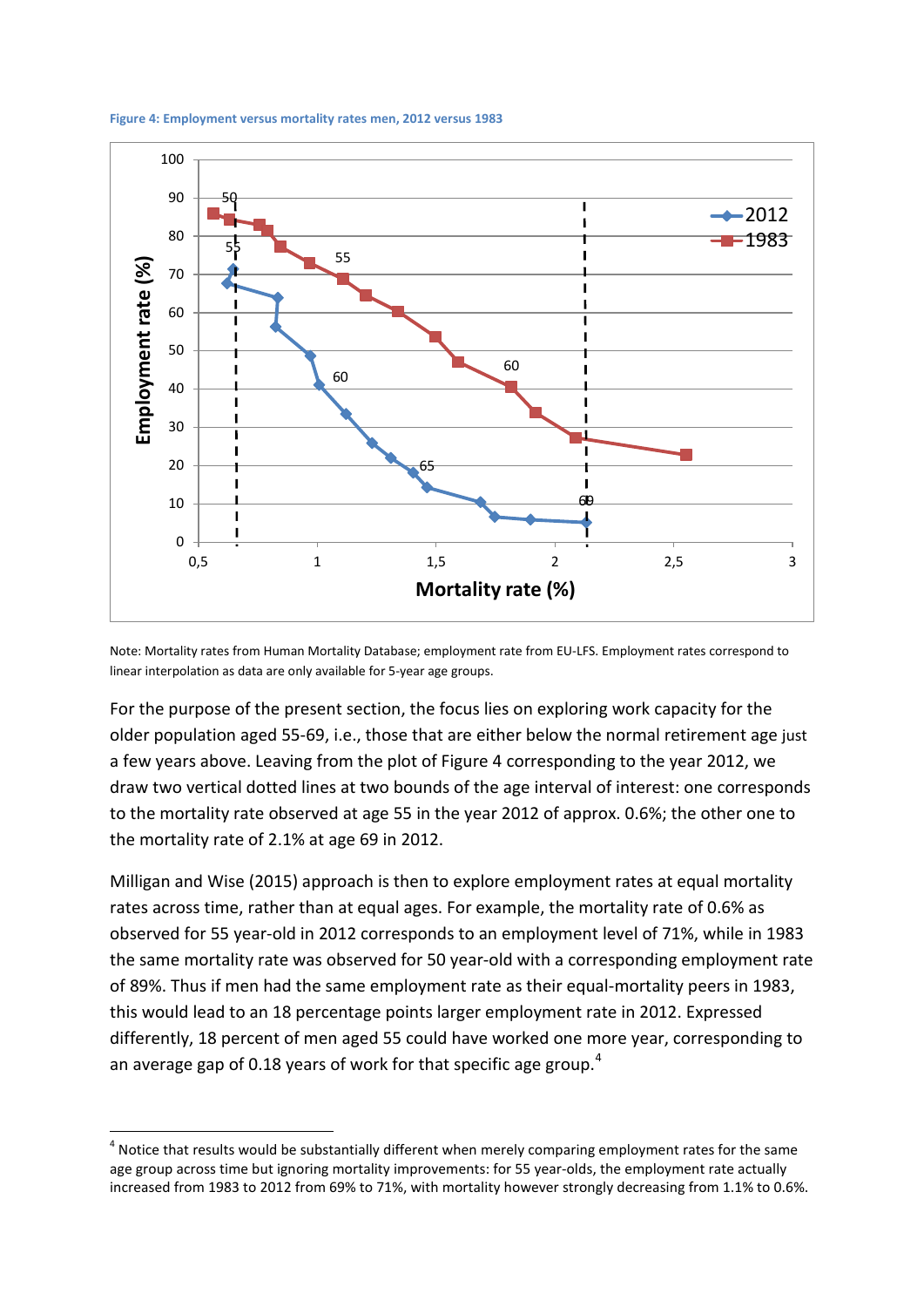**Figure 4: Employment versus mortality rates men, 2012 versus 1983**

Note: Mortality rates from Human Mortality Database; employment rate from EU-LFS. Employment rates correspond to linear interpolation as data are only available for 5-year age groups.

For the purpose of the present section, the focus lies on exploring work capacity for the older population aged 55-69, i.e., those that are either below the normal retirement age just a few years above. Leaving from the plot of Figure 4 corresponding to the year 2012, we draw two vertical dotted lines at two bounds of the age interval of interest: one corresponds to the mortality rate observed at age 55 in the year 2012 of approx. 0.6%; the other one to the mortality rate of 2.1% at age 69 in 2012.

Milligan and Wise (2015) approach is then to explore employment rates at equal mortality rates across time, rather than at equal ages. For example, the mortality rate of 0.6% as observed for 55 year-old in 2012 corresponds to an employment level of 71%, while in 1983 the same mortality rate was observed for 50 year-old with a corresponding employment rate of 89%. Thus if men had the same employment rate as their equal-mortality peers in 1983, this would lead to an 18 percentage points larger employment rate in 2012. Expressed differently, 18 percent of men aged 55 could have worked one more year, corresponding to an average gap of 0.18 years of work for that specific age group.[4]

[4] Notice that results would be substantially different when merely comparing employment rates for the same age group across time but ignoring mortality improvements: for 55 year-olds, the employment rate actually increased from 1983 to 2012 from 69% to 71%, with mortality however strongly decreasing from 1.1% to 0.6%.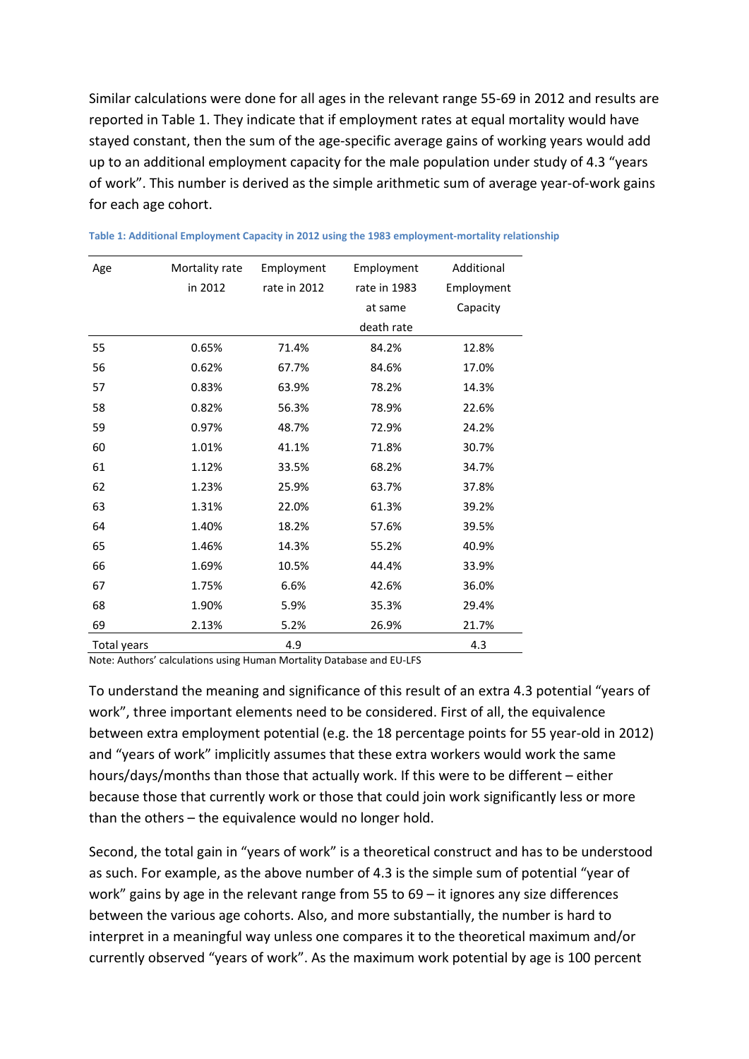Similar calculations were done for all ages in the relevant range 55-69 in 2012 and results are reported in Table 1. They indicate that if employment rates at equal mortality would have stayed constant, then the sum of the age-specific average gains of working years would add up to an additional employment capacity for the male population under study of 4.3 "years of work". This number is derived as the simple arithmetic sum of average year-of-work gains for each age cohort.

**Table 1: Additional Employment Capacity in 2012 using the 1983 employment-mortality relationship**

| Age | Mortality rate in 2012 | Employment rate in 2012 | Employment rate in 1983 at same death rate | Additional Employment Capacity |
|---|---|---|---|---|
| 55 | 0.65% | 71.4% | 84.2% | 12.8% |
| 56 | 0.62% | 67.7% | 84.6% | 17.0% |
| 57 | 0.83% | 63.9% | 78.2% | 14.3% |
| 58 | 0.82% | 56.3% | 78.9% | 22.6% |
| 59 | 0.97% | 48.7% | 72.9% | 24.2% |
| 60 | 1.01% | 41.1% | 71.8% | 30.7% |
| 61 | 1.12% | 33.5% | 68.2% | 34.7% |
| 62 | 1.23% | 25.9% | 63.7% | 37.8% |
| 63 | 1.31% | 22.0% | 61.3% | 39.2% |
| 64 | 1.40% | 18.2% | 57.6% | 39.5% |
| 65 | 1.46% | 14.3% | 55.2% | 40.9% |
| 66 | 1.69% | 10.5% | 44.4% | 33.9% |
| 67 | 1.75% | 6.6% | 42.6% | 36.0% |
| 68 | 1.90% | 5.9% | 35.3% | 29.4% |
| 69 | 2.13% | 5.2% | 26.9% | 21.7% |
| Total years | | 4.9 | | 4.3 |

Note: Authors' calculations using Human Mortality Database and EU-LFS

To understand the meaning and significance of this result of an extra 4.3 potential "years of work", three important elements need to be considered. First of all, the equivalence between extra employment potential (e.g. the 18 percentage points for 55 year-old in 2012) and "years of work" implicitly assumes that these extra workers would work the same hours/days/months than those that actually work. If this were to be different – either because those that currently work or those that could join work significantly less or more than the others – the equivalence would no longer hold.

Second, the total gain in "years of work" is a theoretical construct and has to be understood as such. For example, as the above number of 4.3 is the simple sum of potential "year of work" gains by age in the relevant range from 55 to 69 – it ignores any size differences between the various age cohorts. Also, and more substantially, the number is hard to interpret in a meaningful way unless one compares it to the theoretical maximum and/or currently observed "years of work". As the maximum work potential by age is 100 percent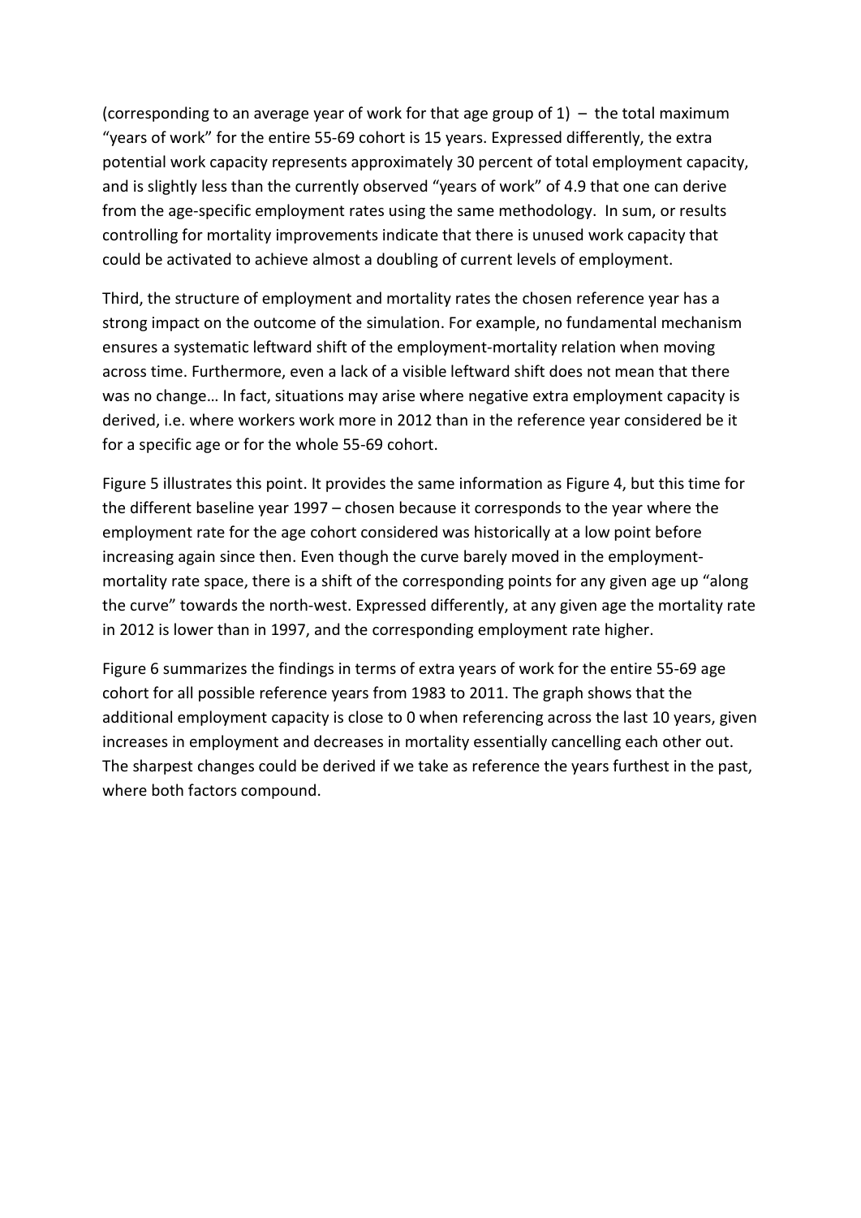(corresponding to an average year of work for that age group of 1) – the total maximum "years of work" for the entire 55-69 cohort is 15 years. Expressed differently, the extra potential work capacity represents approximately 30 percent of total employment capacity, and is slightly less than the currently observed "years of work" of 4.9 that one can derive from the age-specific employment rates using the same methodology. In sum, or results controlling for mortality improvements indicate that there is unused work capacity that could be activated to achieve almost a doubling of current levels of employment.

Third, the structure of employment and mortality rates the chosen reference year has a strong impact on the outcome of the simulation. For example, no fundamental mechanism ensures a systematic leftward shift of the employment-mortality relation when moving across time. Furthermore, even a lack of a visible leftward shift does not mean that there was no change… In fact, situations may arise where negative extra employment capacity is derived, i.e. where workers work more in 2012 than in the reference year considered be it for a specific age or for the whole 55-69 cohort.

Figure 5 illustrates this point. It provides the same information as Figure 4, but this time for the different baseline year 1997 – chosen because it corresponds to the year where the employment rate for the age cohort considered was historically at a low point before increasing again since then. Even though the curve barely moved in the employment-mortality rate space, there is a shift of the corresponding points for any given age up "along the curve" towards the north-west. Expressed differently, at any given age the mortality rate in 2012 is lower than in 1997, and the corresponding employment rate higher.

Figure 6 summarizes the findings in terms of extra years of work for the entire 55-69 age cohort for all possible reference years from 1983 to 2011. The graph shows that the additional employment capacity is close to 0 when referencing across the last 10 years, given increases in employment and decreases in mortality essentially cancelling each other out. The sharpest changes could be derived if we take as reference the years furthest in the past, where both factors compound.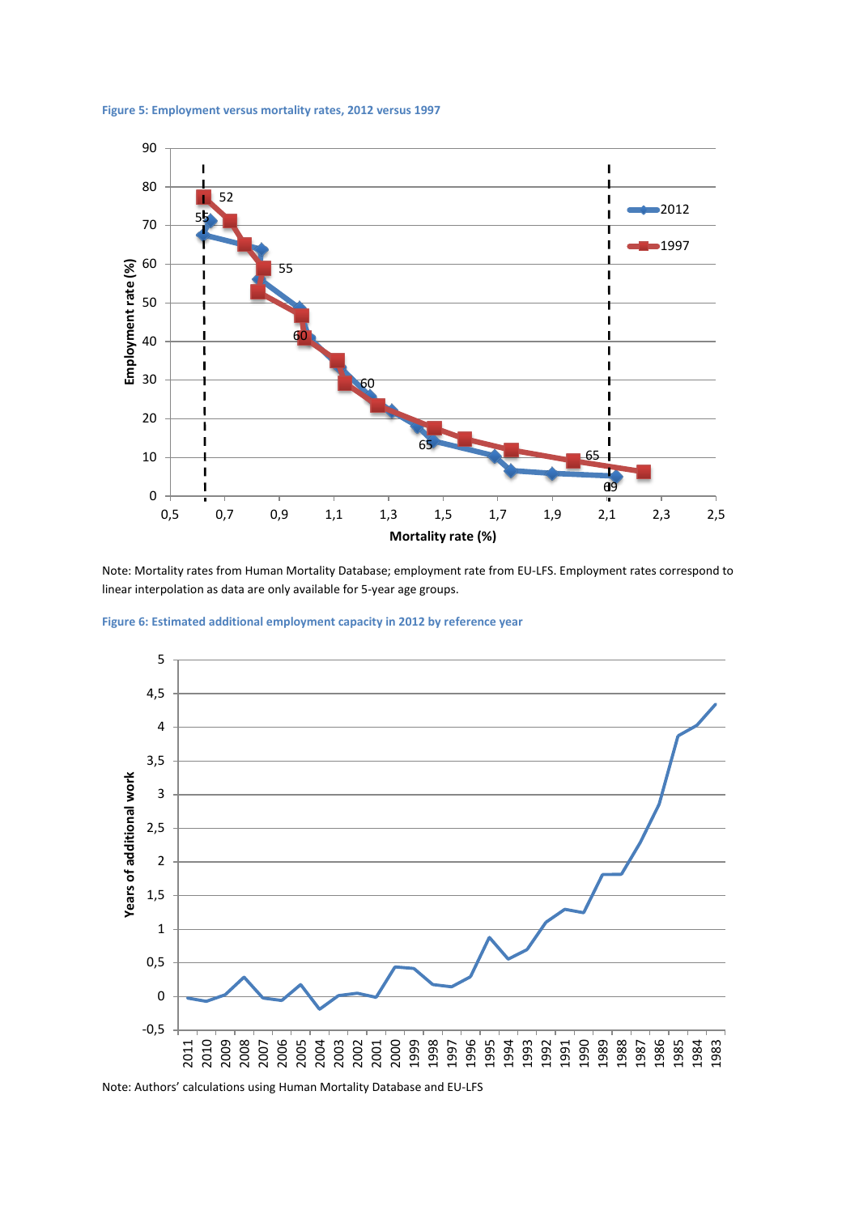**Figure 5: Employment versus mortality rates, 2012 versus 1997**

Note: Mortality rates from Human Mortality Database; employment rate from EU-LFS. Employment rates correspond to linear interpolation as data are only available for 5-year age groups.

**Figure 6: Estimated additional employment capacity in 2012 by reference year**

Note: Authors' calculations using Human Mortality Database and EU-LFS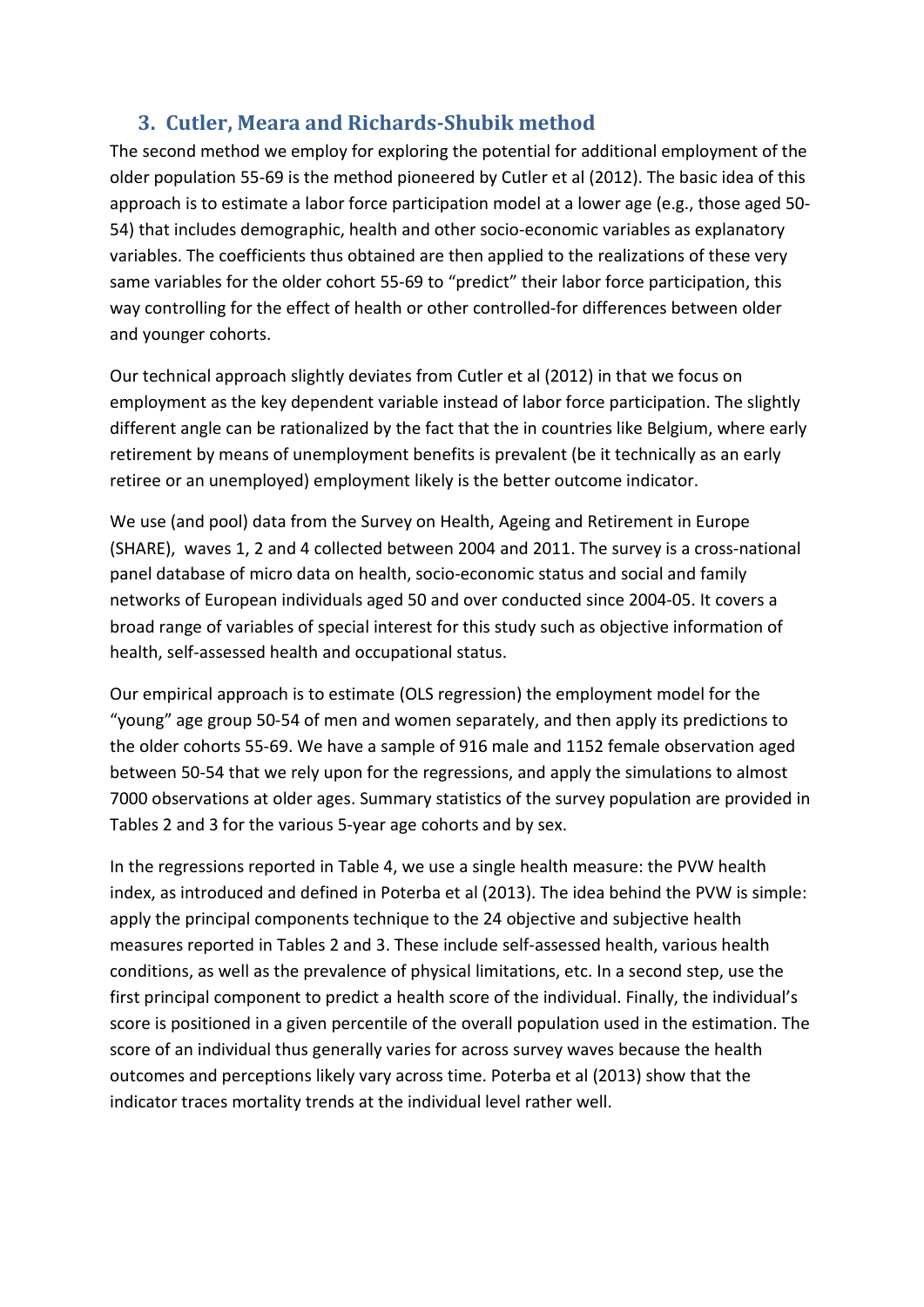## 3. Cutler, Meara and Richards-Shubik method

The second method we employ for exploring the potential for additional employment of the older population 55-69 is the method pioneered by Cutler et al (2012). The basic idea of this approach is to estimate a labor force participation model at a lower age (e.g., those aged 50-54) that includes demographic, health and other socio-economic variables as explanatory variables. The coefficients thus obtained are then applied to the realizations of these very same variables for the older cohort 55-69 to "predict" their labor force participation, this way controlling for the effect of health or other controlled-for differences between older and younger cohorts.

Our technical approach slightly deviates from Cutler et al (2012) in that we focus on employment as the key dependent variable instead of labor force participation. The slightly different angle can be rationalized by the fact that the in countries like Belgium, where early retirement by means of unemployment benefits is prevalent (be it technically as an early retiree or an unemployed) employment likely is the better outcome indicator.

We use (and pool) data from the Survey on Health, Ageing and Retirement in Europe (SHARE), waves 1, 2 and 4 collected between 2004 and 2011. The survey is a cross-national panel database of micro data on health, socio-economic status and social and family networks of European individuals aged 50 and over conducted since 2004-05. It covers a broad range of variables of special interest for this study such as objective information of health, self-assessed health and occupational status.

Our empirical approach is to estimate (OLS regression) the employment model for the "young" age group 50-54 of men and women separately, and then apply its predictions to the older cohorts 55-69. We have a sample of 916 male and 1152 female observation aged between 50-54 that we rely upon for the regressions, and apply the simulations to almost 7000 observations at older ages. Summary statistics of the survey population are provided in Tables 2 and 3 for the various 5-year age cohorts and by sex.

In the regressions reported in Table 4, we use a single health measure: the PVW health index, as introduced and defined in Poterba et al (2013). The idea behind the PVW is simple: apply the principal components technique to the 24 objective and subjective health measures reported in Tables 2 and 3. These include self-assessed health, various health conditions, as well as the prevalence of physical limitations, etc. In a second step, use the first principal component to predict a health score of the individual. Finally, the individual's score is positioned in a given percentile of the overall population used in the estimation. The score of an individual thus generally varies for across survey waves because the health outcomes and perceptions likely vary across time. Poterba et al (2013) show that the indicator traces mortality trends at the individual level rather well.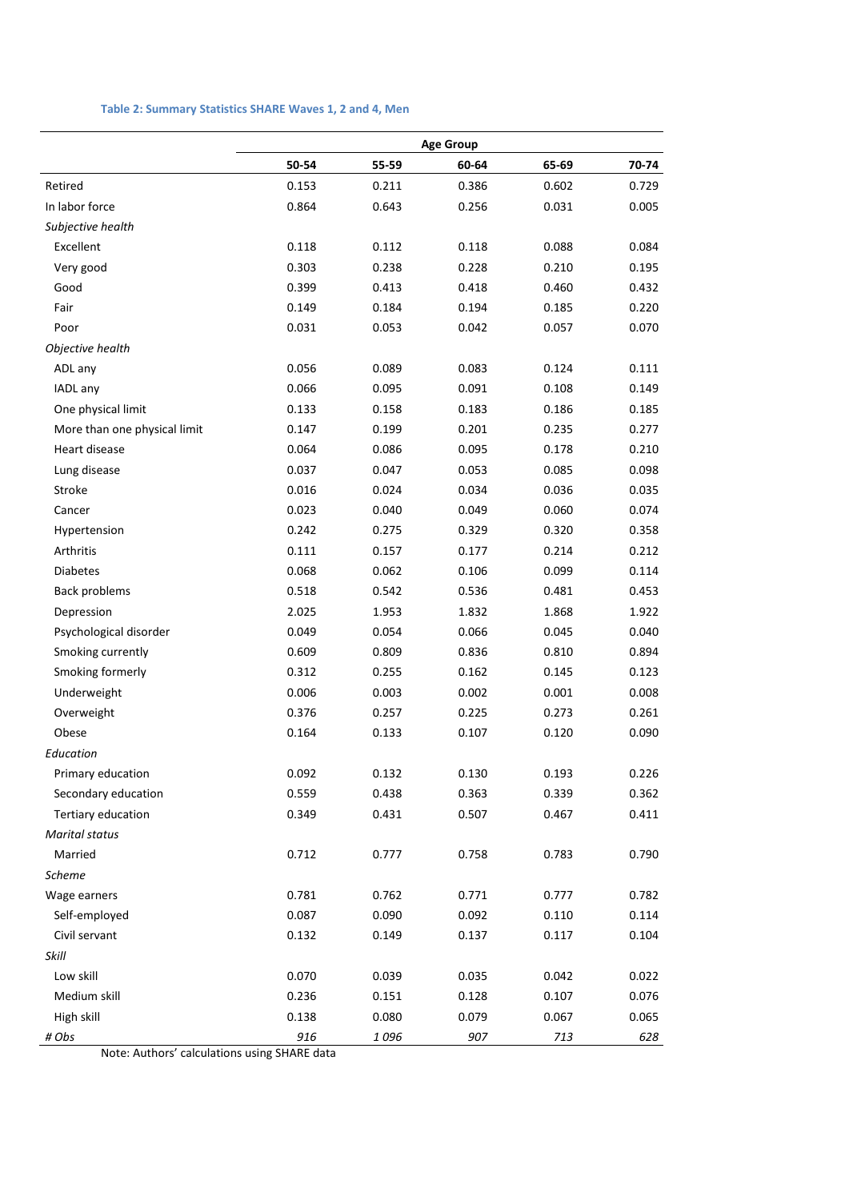**Table 2: Summary Statistics SHARE Waves 1, 2 and 4, Men**

| | Age Group | | | | |
|---|---|---|---|---|---|
| | 50-54 | 55-59 | 60-64 | 65-69 | 70-74 |
| Retired | 0.153 | 0.211 | 0.386 | 0.602 | 0.729 |
| In labor force | 0.864 | 0.643 | 0.256 | 0.031 | 0.005 |
| *Subjective health* | | | | | |
| Excellent | 0.118 | 0.112 | 0.118 | 0.088 | 0.084 |
| Very good | 0.303 | 0.238 | 0.228 | 0.210 | 0.195 |
| Good | 0.399 | 0.413 | 0.418 | 0.460 | 0.432 |
| Fair | 0.149 | 0.184 | 0.194 | 0.185 | 0.220 |
| Poor | 0.031 | 0.053 | 0.042 | 0.057 | 0.070 |
| *Objective health* | | | | | |
| ADL any | 0.056 | 0.089 | 0.083 | 0.124 | 0.111 |
| IADL any | 0.066 | 0.095 | 0.091 | 0.108 | 0.149 |
| One physical limit | 0.133 | 0.158 | 0.183 | 0.186 | 0.185 |
| More than one physical limit | 0.147 | 0.199 | 0.201 | 0.235 | 0.277 |
| Heart disease | 0.064 | 0.086 | 0.095 | 0.178 | 0.210 |
| Lung disease | 0.037 | 0.047 | 0.053 | 0.085 | 0.098 |
| Stroke | 0.016 | 0.024 | 0.034 | 0.036 | 0.035 |
| Cancer | 0.023 | 0.040 | 0.049 | 0.060 | 0.074 |
| Hypertension | 0.242 | 0.275 | 0.329 | 0.320 | 0.358 |
| Arthritis | 0.111 | 0.157 | 0.177 | 0.214 | 0.212 |
| Diabetes | 0.068 | 0.062 | 0.106 | 0.099 | 0.114 |
| Back problems | 0.518 | 0.542 | 0.536 | 0.481 | 0.453 |
| Depression | 2.025 | 1.953 | 1.832 | 1.868 | 1.922 |
| Psychological disorder | 0.049 | 0.054 | 0.066 | 0.045 | 0.040 |
| Smoking currently | 0.609 | 0.809 | 0.836 | 0.810 | 0.894 |
| Smoking formerly | 0.312 | 0.255 | 0.162 | 0.145 | 0.123 |
| Underweight | 0.006 | 0.003 | 0.002 | 0.001 | 0.008 |
| Overweight | 0.376 | 0.257 | 0.225 | 0.273 | 0.261 |
| Obese | 0.164 | 0.133 | 0.107 | 0.120 | 0.090 |
| *Education* | | | | | |
| Primary education | 0.092 | 0.132 | 0.130 | 0.193 | 0.226 |
| Secondary education | 0.559 | 0.438 | 0.363 | 0.339 | 0.362 |
| Tertiary education | 0.349 | 0.431 | 0.507 | 0.467 | 0.411 |
| *Marital status* | | | | | |
| Married | 0.712 | 0.777 | 0.758 | 0.783 | 0.790 |
| *Scheme* | | | | | |
| Wage earners | 0.781 | 0.762 | 0.771 | 0.777 | 0.782 |
| Self-employed | 0.087 | 0.090 | 0.092 | 0.110 | 0.114 |
| Civil servant | 0.132 | 0.149 | 0.137 | 0.117 | 0.104 |
| *Skill* | | | | | |
| Low skill | 0.070 | 0.039 | 0.035 | 0.042 | 0.022 |
| Medium skill | 0.236 | 0.151 | 0.128 | 0.107 | 0.076 |
| High skill | 0.138 | 0.080 | 0.079 | 0.067 | 0.065 |
| *# Obs* | *916* | *1 096* | *907* | *713* | *628* |

Note: Authors' calculations using SHARE data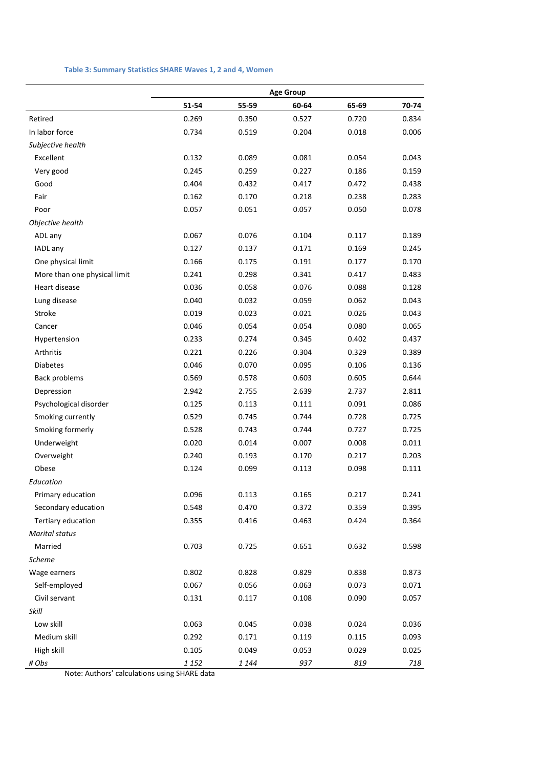**Table 3: Summary Statistics SHARE Waves 1, 2 and 4, Women**

| | Age Group | | | | |
|---|---|---|---|---|---|
| | 51-54 | 55-59 | 60-64 | 65-69 | 70-74 |
| Retired | 0.269 | 0.350 | 0.527 | 0.720 | 0.834 |
| In labor force | 0.734 | 0.519 | 0.204 | 0.018 | 0.006 |
| *Subjective health* | | | | | |
| Excellent | 0.132 | 0.089 | 0.081 | 0.054 | 0.043 |
| Very good | 0.245 | 0.259 | 0.227 | 0.186 | 0.159 |
| Good | 0.404 | 0.432 | 0.417 | 0.472 | 0.438 |
| Fair | 0.162 | 0.170 | 0.218 | 0.238 | 0.283 |
| Poor | 0.057 | 0.051 | 0.057 | 0.050 | 0.078 |
| *Objective health* | | | | | |
| ADL any | 0.067 | 0.076 | 0.104 | 0.117 | 0.189 |
| IADL any | 0.127 | 0.137 | 0.171 | 0.169 | 0.245 |
| One physical limit | 0.166 | 0.175 | 0.191 | 0.177 | 0.170 |
| More than one physical limit | 0.241 | 0.298 | 0.341 | 0.417 | 0.483 |
| Heart disease | 0.036 | 0.058 | 0.076 | 0.088 | 0.128 |
| Lung disease | 0.040 | 0.032 | 0.059 | 0.062 | 0.043 |
| Stroke | 0.019 | 0.023 | 0.021 | 0.026 | 0.043 |
| Cancer | 0.046 | 0.054 | 0.054 | 0.080 | 0.065 |
| Hypertension | 0.233 | 0.274 | 0.345 | 0.402 | 0.437 |
| Arthritis | 0.221 | 0.226 | 0.304 | 0.329 | 0.389 |
| Diabetes | 0.046 | 0.070 | 0.095 | 0.106 | 0.136 |
| Back problems | 0.569 | 0.578 | 0.603 | 0.605 | 0.644 |
| Depression | 2.942 | 2.755 | 2.639 | 2.737 | 2.811 |
| Psychological disorder | 0.125 | 0.113 | 0.111 | 0.091 | 0.086 |
| Smoking currently | 0.529 | 0.745 | 0.744 | 0.728 | 0.725 |
| Smoking formerly | 0.528 | 0.743 | 0.744 | 0.727 | 0.725 |
| Underweight | 0.020 | 0.014 | 0.007 | 0.008 | 0.011 |
| Overweight | 0.240 | 0.193 | 0.170 | 0.217 | 0.203 |
| Obese | 0.124 | 0.099 | 0.113 | 0.098 | 0.111 |
| *Education* | | | | | |
| Primary education | 0.096 | 0.113 | 0.165 | 0.217 | 0.241 |
| Secondary education | 0.548 | 0.470 | 0.372 | 0.359 | 0.395 |
| Tertiary education | 0.355 | 0.416 | 0.463 | 0.424 | 0.364 |
| *Marital status* | | | | | |
| Married | 0.703 | 0.725 | 0.651 | 0.632 | 0.598 |
| *Scheme* | | | | | |
| Wage earners | 0.802 | 0.828 | 0.829 | 0.838 | 0.873 |
| Self-employed | 0.067 | 0.056 | 0.063 | 0.073 | 0.071 |
| Civil servant | 0.131 | 0.117 | 0.108 | 0.090 | 0.057 |
| *Skill* | | | | | |
| Low skill | 0.063 | 0.045 | 0.038 | 0.024 | 0.036 |
| Medium skill | 0.292 | 0.171 | 0.119 | 0.115 | 0.093 |
| High skill | 0.105 | 0.049 | 0.053 | 0.029 | 0.025 |
| *# Obs* | *1 152* | *1 144* | *937* | *819* | *718* |

Note: Authors' calculations using SHARE data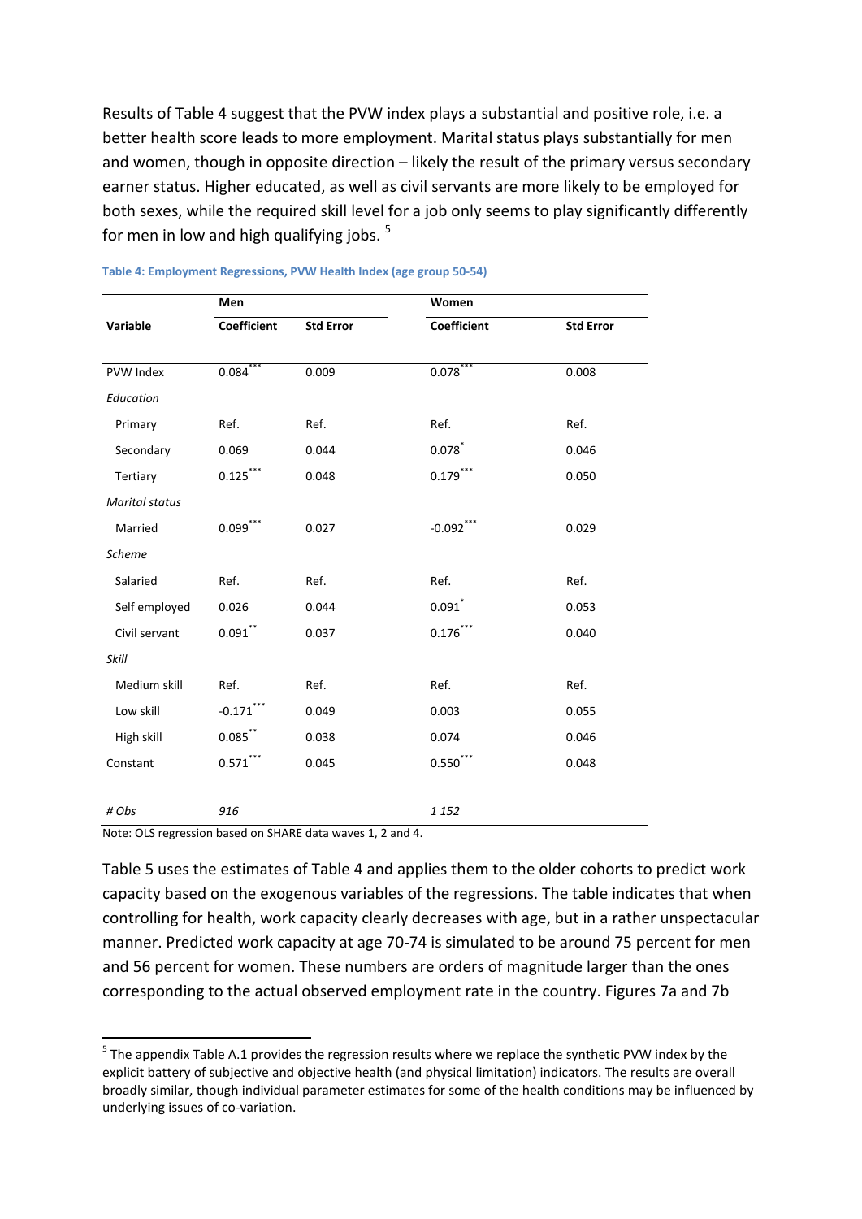Results of Table 4 suggest that the PVW index plays a substantial and positive role, i.e. a better health score leads to more employment. Marital status plays substantially for men and women, though in opposite direction – likely the result of the primary versus secondary earner status. Higher educated, as well as civil servants are more likely to be employed for both sexes, while the required skill level for a job only seems to play significantly differently for men in low and high qualifying jobs. [5]

**Table 4: Employment Regressions, PVW Health Index (age group 50-54)**

| | Men | | Women | |
|---|---|---|---|---|
| **Variable** | **Coefficient** | **Std Error** | **Coefficient** | **Std Error** |
| PVW Index | 0.084*** | 0.009 | 0.078*** | 0.008 |
| *Education* | | | | |
| Primary | Ref. | Ref. | Ref. | Ref. |
| Secondary | 0.069 | 0.044 | 0.078* | 0.046 |
| Tertiary | 0.125*** | 0.048 | 0.179*** | 0.050 |
| *Marital status* | | | | |
| Married | 0.099*** | 0.027 | -0.092*** | 0.029 |
| *Scheme* | | | | |
| Salaried | Ref. | Ref. | Ref. | Ref. |
| Self employed | 0.026 | 0.044 | 0.091* | 0.053 |
| Civil servant | 0.091** | 0.037 | 0.176*** | 0.040 |
| *Skill* | | | | |
| Medium skill | Ref. | Ref. | Ref. | Ref. |
| Low skill | -0.171*** | 0.049 | 0.003 | 0.055 |
| High skill | 0.085** | 0.038 | 0.074 | 0.046 |
| Constant | 0.571*** | 0.045 | 0.550*** | 0.048 |
| *# Obs* | *916* | | *1 152* | |

Note: OLS regression based on SHARE data waves 1, 2 and 4.

Table 5 uses the estimates of Table 4 and applies them to the older cohorts to predict work capacity based on the exogenous variables of the regressions. The table indicates that when controlling for health, work capacity clearly decreases with age, but in a rather unspectacular manner. Predicted work capacity at age 70-74 is simulated to be around 75 percent for men and 56 percent for women. These numbers are orders of magnitude larger than the ones corresponding to the actual observed employment rate in the country. Figures 7a and 7b

[5] The appendix Table A.1 provides the regression results where we replace the synthetic PVW index by the explicit battery of subjective and objective health (and physical limitation) indicators. The results are overall broadly similar, though individual parameter estimates for some of the health conditions may be influenced by underlying issues of co-variation.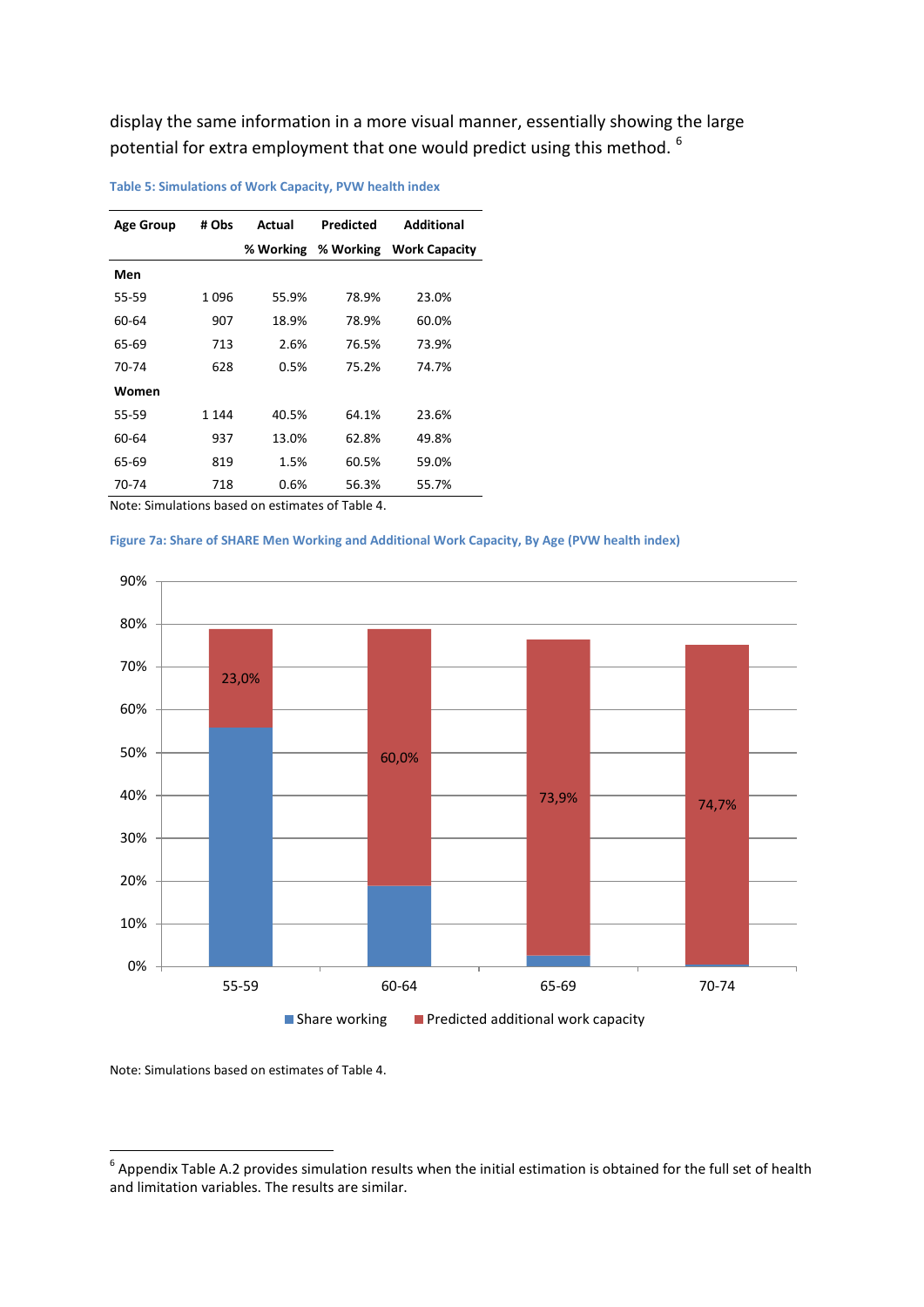display the same information in a more visual manner, essentially showing the large potential for extra employment that one would predict using this method. [6]

**Table 5: Simulations of Work Capacity, PVW health index**

| Age Group | # Obs | Actual % Working | Predicted % Working | Additional Work Capacity |
|---|---|---|---|---|
| **Men** | | | | |
| 55-59 | 1 096 | 55.9% | 78.9% | 23.0% |
| 60-64 | 907 | 18.9% | 78.9% | 60.0% |
| 65-69 | 713 | 2.6% | 76.5% | 73.9% |
| 70-74 | 628 | 0.5% | 75.2% | 74.7% |
| **Women** | | | | |
| 55-59 | 1 144 | 40.5% | 64.1% | 23.6% |
| 60-64 | 937 | 13.0% | 62.8% | 49.8% |
| 65-69 | 819 | 1.5% | 60.5% | 59.0% |
| 70-74 | 718 | 0.6% | 56.3% | 55.7% |

Note: Simulations based on estimates of Table 4.

**Figure 7a: Share of SHARE Men Working and Additional Work Capacity, By Age (PVW health index)**

Note: Simulations based on estimates of Table 4.

[6] Appendix Table A.2 provides simulation results when the initial estimation is obtained for the full set of health and limitation variables. The results are similar.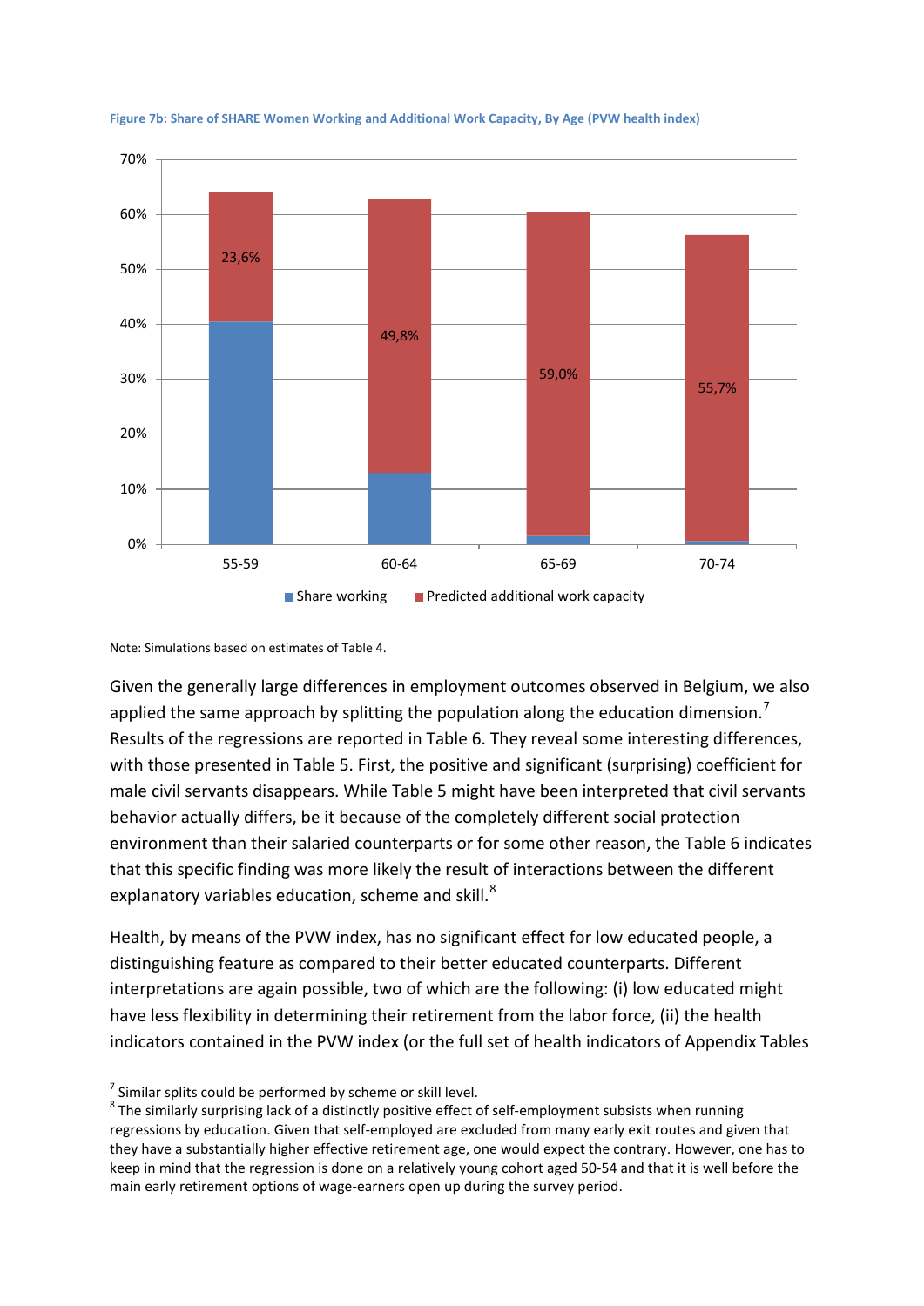Figure 7b: Share of SHARE Women Working and Additional Work Capacity, By Age (PVW health index)

Note: Simulations based on estimates of Table 4.

Given the generally large differences in employment outcomes observed in Belgium, we also applied the same approach by splitting the population along the education dimension.[7] Results of the regressions are reported in Table 6. They reveal some interesting differences, with those presented in Table 5. First, the positive and significant (surprising) coefficient for male civil servants disappears. While Table 5 might have been interpreted that civil servants behavior actually differs, be it because of the completely different social protection environment than their salaried counterparts or for some other reason, the Table 6 indicates that this specific finding was more likely the result of interactions between the different explanatory variables education, scheme and skill.[8]

Health, by means of the PVW index, has no significant effect for low educated people, a distinguishing feature as compared to their better educated counterparts. Different interpretations are again possible, two of which are the following: (i) low educated might have less flexibility in determining their retirement from the labor force, (ii) the health indicators contained in the PVW index (or the full set of health indicators of Appendix Tables

---

[7] Similar splits could be performed by scheme or skill level.

[8] The similarly surprising lack of a distinctly positive effect of self-employment subsists when running regressions by education. Given that self-employed are excluded from many early exit routes and given that they have a substantially higher effective retirement age, one would expect the contrary. However, one has to keep in mind that the regression is done on a relatively young cohort aged 50-54 and that it is well before the main early retirement options of wage-earners open up during the survey period.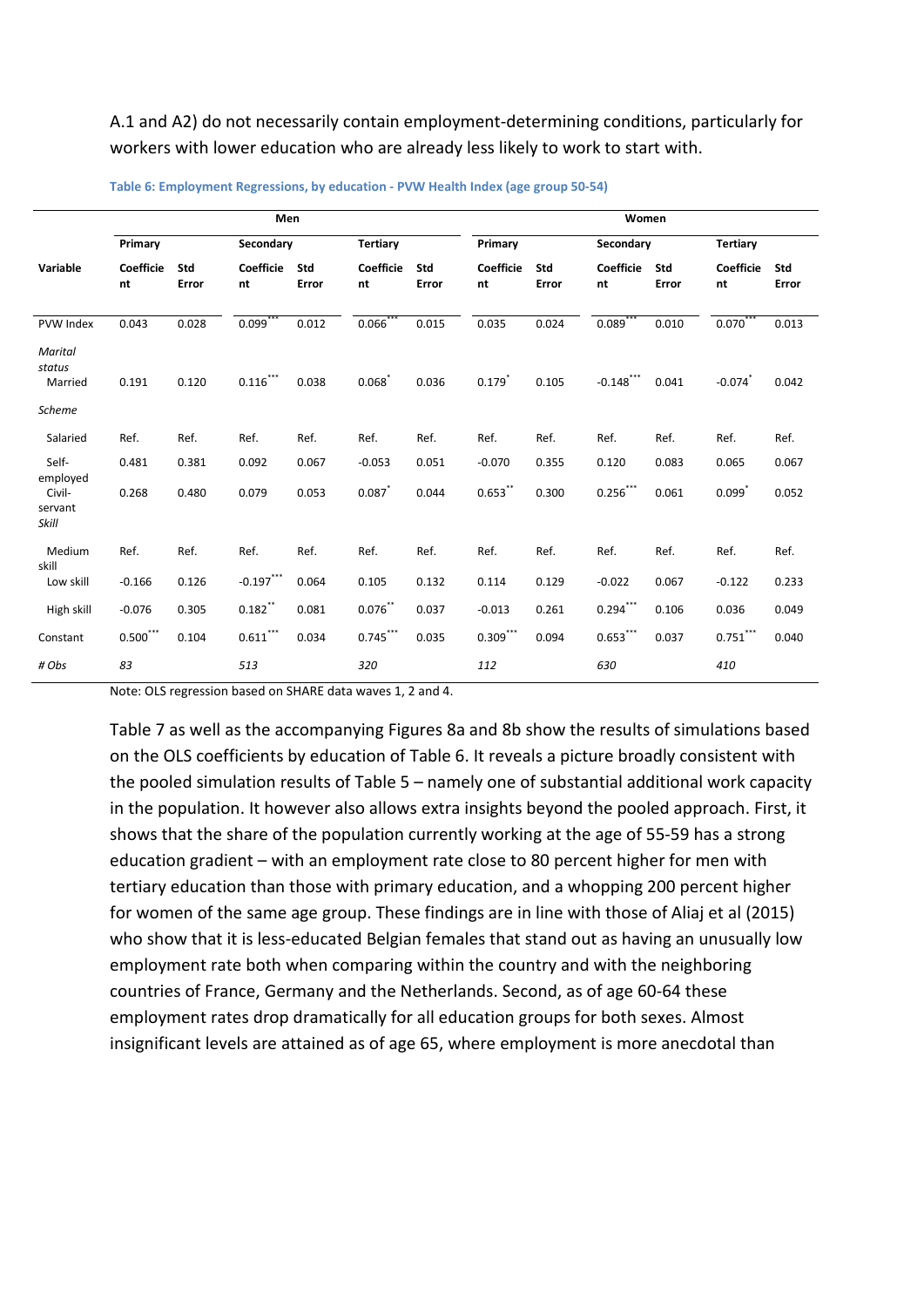A.1 and A2) do not necessarily contain employment-determining conditions, particularly for workers with lower education who are already less likely to work to start with.

**Table 6: Employment Regressions, by education - PVW Health Index (age group 50-54)**

| | Men | | | | | | Women | | | | | |
|---|---|---|---|---|---|---|---|---|---|---|---|---|
| | Primary | | Secondary | | Tertiary | | Primary | | Secondary | | Tertiary | |
| Variable | Coefficient | Std Error | Coefficient | Std Error | Coefficient | Std Error | Coefficient | Std Error | Coefficient | Std Error | Coefficient | Std Error |
| PVW Index | 0.043 | 0.028 | 0.099*** | 0.012 | 0.066*** | 0.015 | 0.035 | 0.024 | 0.089*** | 0.010 | 0.070*** | 0.013 |
| *Marital status* | | | | | | | | | | | | |
| Married | 0.191 | 0.120 | 0.116*** | 0.038 | 0.068* | 0.036 | 0.179* | 0.105 | -0.148*** | 0.041 | -0.074* | 0.042 |
| *Scheme* | | | | | | | | | | | | |
| Salaried | Ref. | Ref. | Ref. | Ref. | Ref. | Ref. | Ref. | Ref. | Ref. | Ref. | Ref. | Ref. |
| Self-employed | 0.481 | 0.381 | 0.092 | 0.067 | -0.053 | 0.051 | -0.070 | 0.355 | 0.120 | 0.083 | 0.065 | 0.067 |
| Civil-servant | 0.268 | 0.480 | 0.079 | 0.053 | 0.087* | 0.044 | 0.653** | 0.300 | 0.256*** | 0.061 | 0.099* | 0.052 |
| *Skill* | | | | | | | | | | | | |
| Medium skill | Ref. | Ref. | Ref. | Ref. | Ref. | Ref. | Ref. | Ref. | Ref. | Ref. | Ref. | Ref. |
| Low skill | -0.166 | 0.126 | -0.197*** | 0.064 | 0.105 | 0.132 | 0.114 | 0.129 | -0.022 | 0.067 | -0.122 | 0.233 |
| High skill | -0.076 | 0.305 | 0.182** | 0.081 | 0.076** | 0.037 | -0.013 | 0.261 | 0.294*** | 0.106 | 0.036 | 0.049 |
| Constant | 0.500*** | 0.104 | 0.611*** | 0.034 | 0.745*** | 0.035 | 0.309*** | 0.094 | 0.653*** | 0.037 | 0.751*** | 0.040 |
| *# Obs* | *83* | | *513* | | *320* | | *112* | | *630* | | *410* | |

Note: OLS regression based on SHARE data waves 1, 2 and 4.

Table 7 as well as the accompanying Figures 8a and 8b show the results of simulations based on the OLS coefficients by education of Table 6. It reveals a picture broadly consistent with the pooled simulation results of Table 5 – namely one of substantial additional work capacity in the population. It however also allows extra insights beyond the pooled approach. First, it shows that the share of the population currently working at the age of 55-59 has a strong education gradient – with an employment rate close to 80 percent higher for men with tertiary education than those with primary education, and a whopping 200 percent higher for women of the same age group. These findings are in line with those of Aliaj et al (2015) who show that it is less-educated Belgian females that stand out as having an unusually low employment rate both when comparing within the country and with the neighboring countries of France, Germany and the Netherlands. Second, as of age 60-64 these employment rates drop dramatically for all education groups for both sexes. Almost insignificant levels are attained as of age 65, where employment is more anecdotal than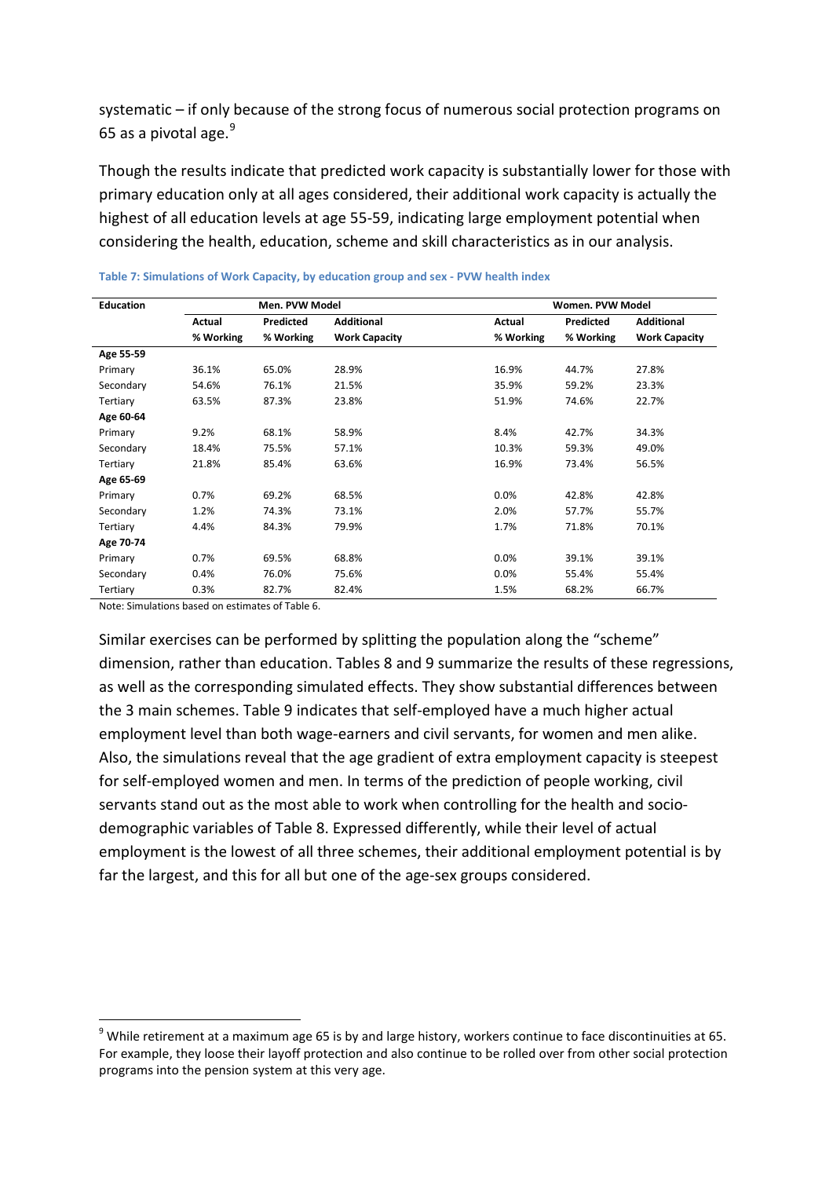systematic – if only because of the strong focus of numerous social protection programs on 65 as a pivotal age.[9]

Though the results indicate that predicted work capacity is substantially lower for those with primary education only at all ages considered, their additional work capacity is actually the highest of all education levels at age 55-59, indicating large employment potential when considering the health, education, scheme and skill characteristics as in our analysis.

**Table 7: Simulations of Work Capacity, by education group and sex - PVW health index**

| Education | Men. PVW Model | | | Women. PVW Model | | |
|---|---|---|---|---|---|---|
| | Actual % Working | Predicted % Working | Additional Work Capacity | Actual % Working | Predicted % Working | Additional Work Capacity |
| **Age 55-59** | | | | | | |
| Primary | 36.1% | 65.0% | 28.9% | 16.9% | 44.7% | 27.8% |
| Secondary | 54.6% | 76.1% | 21.5% | 35.9% | 59.2% | 23.3% |
| Tertiary | 63.5% | 87.3% | 23.8% | 51.9% | 74.6% | 22.7% |
| **Age 60-64** | | | | | | |
| Primary | 9.2% | 68.1% | 58.9% | 8.4% | 42.7% | 34.3% |
| Secondary | 18.4% | 75.5% | 57.1% | 10.3% | 59.3% | 49.0% |
| Tertiary | 21.8% | 85.4% | 63.6% | 16.9% | 73.4% | 56.5% |
| **Age 65-69** | | | | | | |
| Primary | 0.7% | 69.2% | 68.5% | 0.0% | 42.8% | 42.8% |
| Secondary | 1.2% | 74.3% | 73.1% | 2.0% | 57.7% | 55.7% |
| Tertiary | 4.4% | 84.3% | 79.9% | 1.7% | 71.8% | 70.1% |
| **Age 70-74** | | | | | | |
| Primary | 0.7% | 69.5% | 68.8% | 0.0% | 39.1% | 39.1% |
| Secondary | 0.4% | 76.0% | 75.6% | 0.0% | 55.4% | 55.4% |
| Tertiary | 0.3% | 82.7% | 82.4% | 1.5% | 68.2% | 66.7% |

Note: Simulations based on estimates of Table 6.

Similar exercises can be performed by splitting the population along the "scheme" dimension, rather than education. Tables 8 and 9 summarize the results of these regressions, as well as the corresponding simulated effects. They show substantial differences between the 3 main schemes. Table 9 indicates that self-employed have a much higher actual employment level than both wage-earners and civil servants, for women and men alike. Also, the simulations reveal that the age gradient of extra employment capacity is steepest for self-employed women and men. In terms of the prediction of people working, civil servants stand out as the most able to work when controlling for the health and socio-demographic variables of Table 8. Expressed differently, while their level of actual employment is the lowest of all three schemes, their additional employment potential is by far the largest, and this for all but one of the age-sex groups considered.

[9] While retirement at a maximum age 65 is by and large history, workers continue to face discontinuities at 65. For example, they loose their layoff protection and also continue to be rolled over from other social protection programs into the pension system at this very age.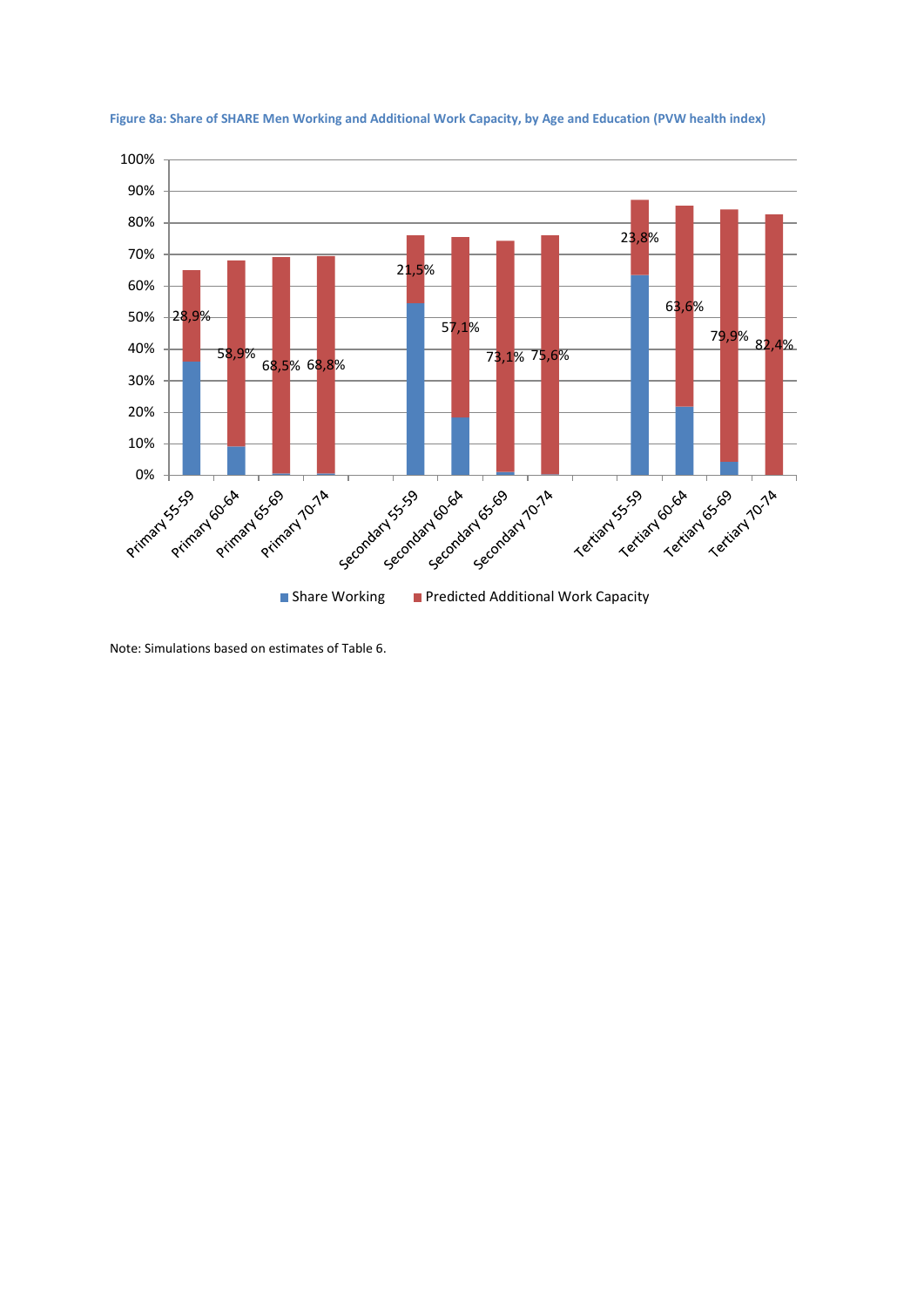**Figure 8a: Share of SHARE Men Working and Additional Work Capacity, by Age and Education (PVW health index)**

| Group | Predicted Additional Work Capacity |
|---|---|
| Primary 55-59 | 28,9% |
| Primary 60-64 | 58,9% |
| Primary 65-69 | 68,5% |
| Primary 70-74 | 68,8% |
| Secondary 55-59 | 21,5% |
| Secondary 60-64 | 57,1% |
| Secondary 65-69 | 73,1% |
| Secondary 70-74 | 75,6% |
| Tertiary 55-59 | 23,8% |
| Tertiary 60-64 | 63,6% |
| Tertiary 65-69 | 79,9% |
| Tertiary 70-74 | 82,4% |

Legend: Share Working; Predicted Additional Work Capacity

Note: Simulations based on estimates of Table 6.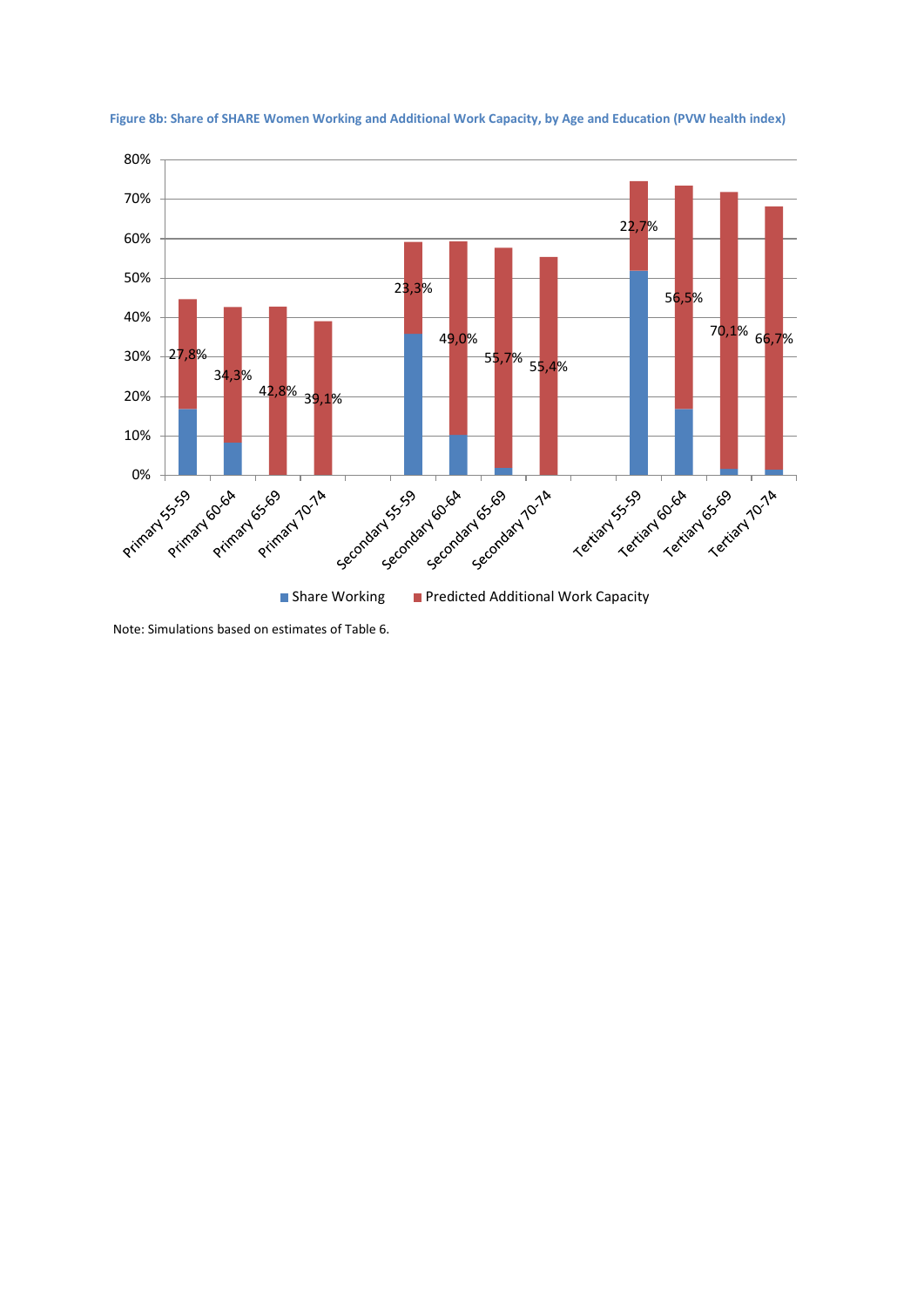**Figure 8b: Share of SHARE Women Working and Additional Work Capacity, by Age and Education (PVW health index)**

| Group | Predicted Additional Work Capacity |
|---|---|
| Primary 55-59 | 27,8% |
| Primary 60-64 | 34,3% |
| Primary 65-69 | 42,8% |
| Primary 70-74 | 39,1% |
| Secondary 55-59 | 23,3% |
| Secondary 60-64 | 49,0% |
| Secondary 65-69 | 55,7% |
| Secondary 70-74 | 55,4% |
| Tertiary 55-59 | 22,7% |
| Tertiary 60-64 | 56,5% |
| Tertiary 65-69 | 70,1% |
| Tertiary 70-74 | 66,7% |

Legend: Share Working; Predicted Additional Work Capacity

Note: Simulations based on estimates of Table 6.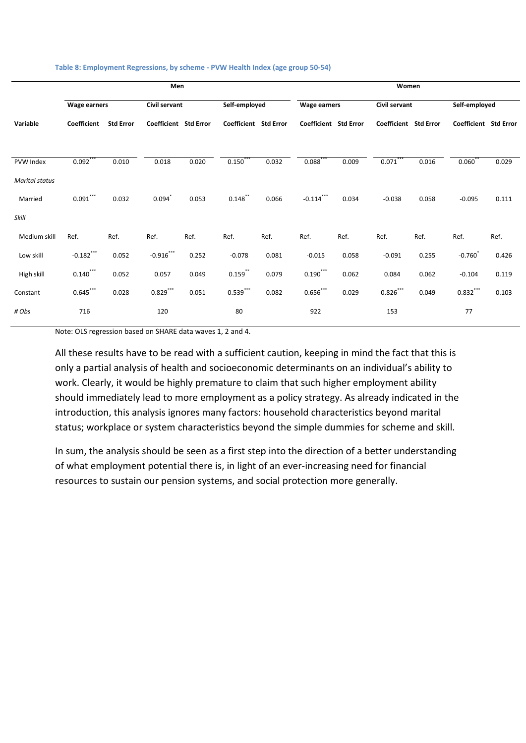**Table 8: Employment Regressions, by scheme - PVW Health Index (age group 50-54)**

| | Men | | | | | | Women | | | | | |
|---|---|---|---|---|---|---|---|---|---|---|---|---|
| | Wage earners | | Civil servant | | Self-employed | | Wage earners | | Civil servant | | Self-employed | |
| Variable | Coefficient | Std Error | Coefficient | Std Error | Coefficient | Std Error | Coefficient | Std Error | Coefficient | Std Error | Coefficient | Std Error |
| PVW Index | 0.092*** | 0.010 | 0.018 | 0.020 | 0.150*** | 0.032 | 0.088*** | 0.009 | 0.071*** | 0.016 | 0.060** | 0.029 |
| *Marital status* | | | | | | | | | | | | |
| Married | 0.091*** | 0.032 | 0.094* | 0.053 | 0.148** | 0.066 | -0.114*** | 0.034 | -0.038 | 0.058 | -0.095 | 0.111 |
| *Skill* | | | | | | | | | | | | |
| Medium skill | Ref. | Ref. | Ref. | Ref. | Ref. | Ref. | Ref. | Ref. | Ref. | Ref. | Ref. | Ref. |
| Low skill | -0.182*** | 0.052 | -0.916*** | 0.252 | -0.078 | 0.081 | -0.015 | 0.058 | -0.091 | 0.255 | -0.760* | 0.426 |
| High skill | 0.140*** | 0.052 | 0.057 | 0.049 | 0.159** | 0.079 | 0.190*** | 0.062 | 0.084 | 0.062 | -0.104 | 0.119 |
| Constant | 0.645*** | 0.028 | 0.829*** | 0.051 | 0.539*** | 0.082 | 0.656*** | 0.029 | 0.826*** | 0.049 | 0.832*** | 0.103 |
| *# Obs* | 716 | | 120 | | 80 | | 922 | | 153 | | 77 | |

Note: OLS regression based on SHARE data waves 1, 2 and 4.

All these results have to be read with a sufficient caution, keeping in mind the fact that this is only a partial analysis of health and socioeconomic determinants on an individual's ability to work. Clearly, it would be highly premature to claim that such higher employment ability should immediately lead to more employment as a policy strategy. As already indicated in the introduction, this analysis ignores many factors: household characteristics beyond marital status; workplace or system characteristics beyond the simple dummies for scheme and skill.

In sum, the analysis should be seen as a first step into the direction of a better understanding of what employment potential there is, in light of an ever-increasing need for financial resources to sustain our pension systems, and social protection more generally.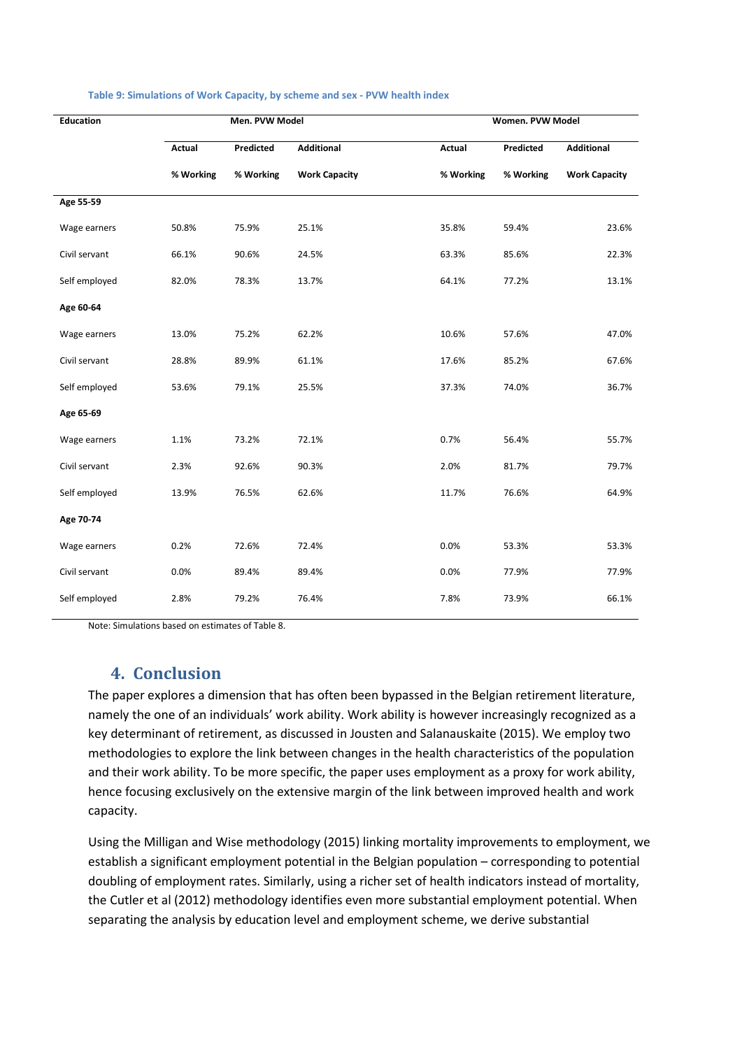Table 9: Simulations of Work Capacity, by scheme and sex - PVW health index

| Education | Men. PVW Model | | | Women. PVW Model | | |
|---|---|---|---|---|---|---|
| | Actual % Working | Predicted % Working | Additional Work Capacity | Actual % Working | Predicted % Working | Additional Work Capacity |
| **Age 55-59** | | | | | | |
| Wage earners | 50.8% | 75.9% | 25.1% | 35.8% | 59.4% | 23.6% |
| Civil servant | 66.1% | 90.6% | 24.5% | 63.3% | 85.6% | 22.3% |
| Self employed | 82.0% | 78.3% | 13.7% | 64.1% | 77.2% | 13.1% |
| **Age 60-64** | | | | | | |
| Wage earners | 13.0% | 75.2% | 62.2% | 10.6% | 57.6% | 47.0% |
| Civil servant | 28.8% | 89.9% | 61.1% | 17.6% | 85.2% | 67.6% |
| Self employed | 53.6% | 79.1% | 25.5% | 37.3% | 74.0% | 36.7% |
| **Age 65-69** | | | | | | |
| Wage earners | 1.1% | 73.2% | 72.1% | 0.7% | 56.4% | 55.7% |
| Civil servant | 2.3% | 92.6% | 90.3% | 2.0% | 81.7% | 79.7% |
| Self employed | 13.9% | 76.5% | 62.6% | 11.7% | 76.6% | 64.9% |
| **Age 70-74** | | | | | | |
| Wage earners | 0.2% | 72.6% | 72.4% | 0.0% | 53.3% | 53.3% |
| Civil servant | 0.0% | 89.4% | 89.4% | 0.0% | 77.9% | 77.9% |
| Self employed | 2.8% | 79.2% | 76.4% | 7.8% | 73.9% | 66.1% |

Note: Simulations based on estimates of Table 8.

## 4. Conclusion

The paper explores a dimension that has often been bypassed in the Belgian retirement literature, namely the one of an individuals' work ability. Work ability is however increasingly recognized as a key determinant of retirement, as discussed in Jousten and Salanauskaite (2015). We employ two methodologies to explore the link between changes in the health characteristics of the population and their work ability. To be more specific, the paper uses employment as a proxy for work ability, hence focusing exclusively on the extensive margin of the link between improved health and work capacity.

Using the Milligan and Wise methodology (2015) linking mortality improvements to employment, we establish a significant employment potential in the Belgian population – corresponding to potential doubling of employment rates. Similarly, using a richer set of health indicators instead of mortality, the Cutler et al (2012) methodology identifies even more substantial employment potential. When separating the analysis by education level and employment scheme, we derive substantial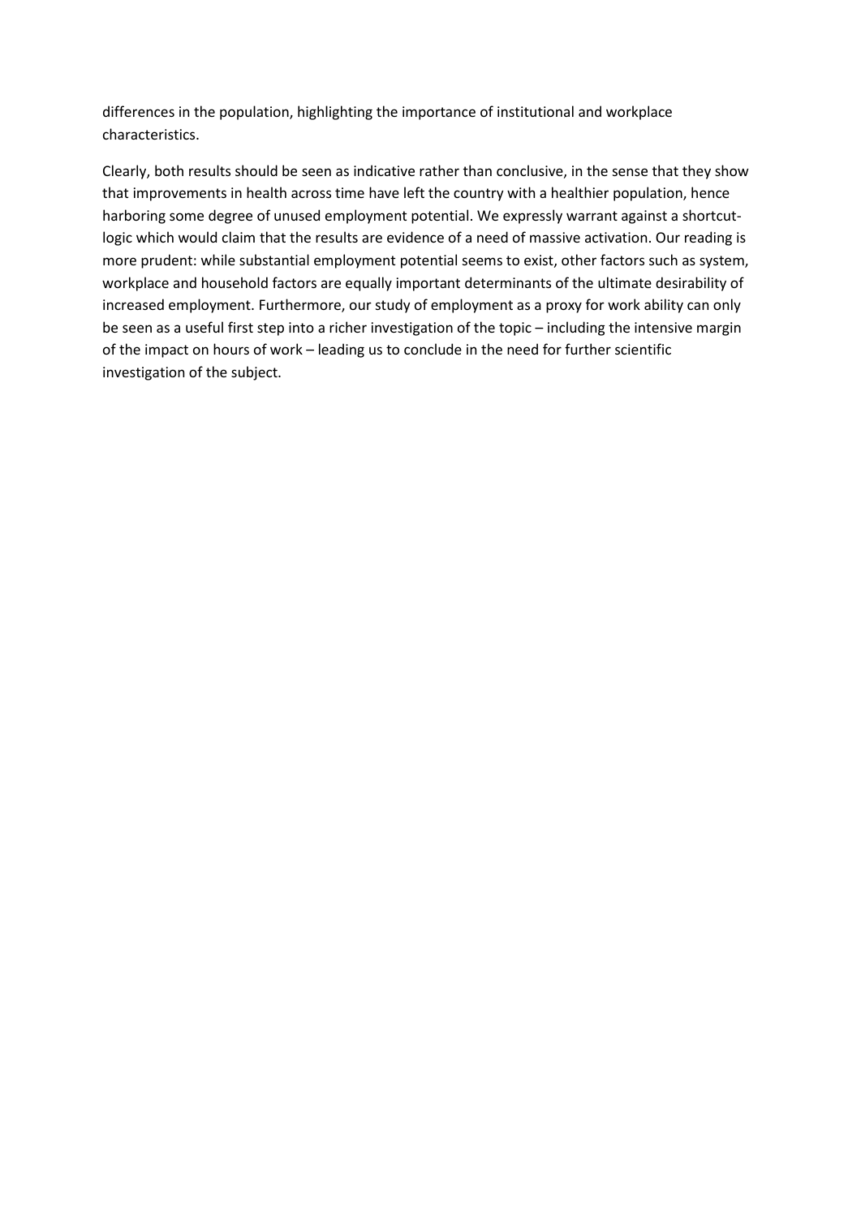differences in the population, highlighting the importance of institutional and workplace characteristics.

Clearly, both results should be seen as indicative rather than conclusive, in the sense that they show that improvements in health across time have left the country with a healthier population, hence harboring some degree of unused employment potential. We expressly warrant against a shortcut-logic which would claim that the results are evidence of a need of massive activation. Our reading is more prudent: while substantial employment potential seems to exist, other factors such as system, workplace and household factors are equally important determinants of the ultimate desirability of increased employment. Furthermore, our study of employment as a proxy for work ability can only be seen as a useful first step into a richer investigation of the topic – including the intensive margin of the impact on hours of work – leading us to conclude in the need for further scientific investigation of the subject.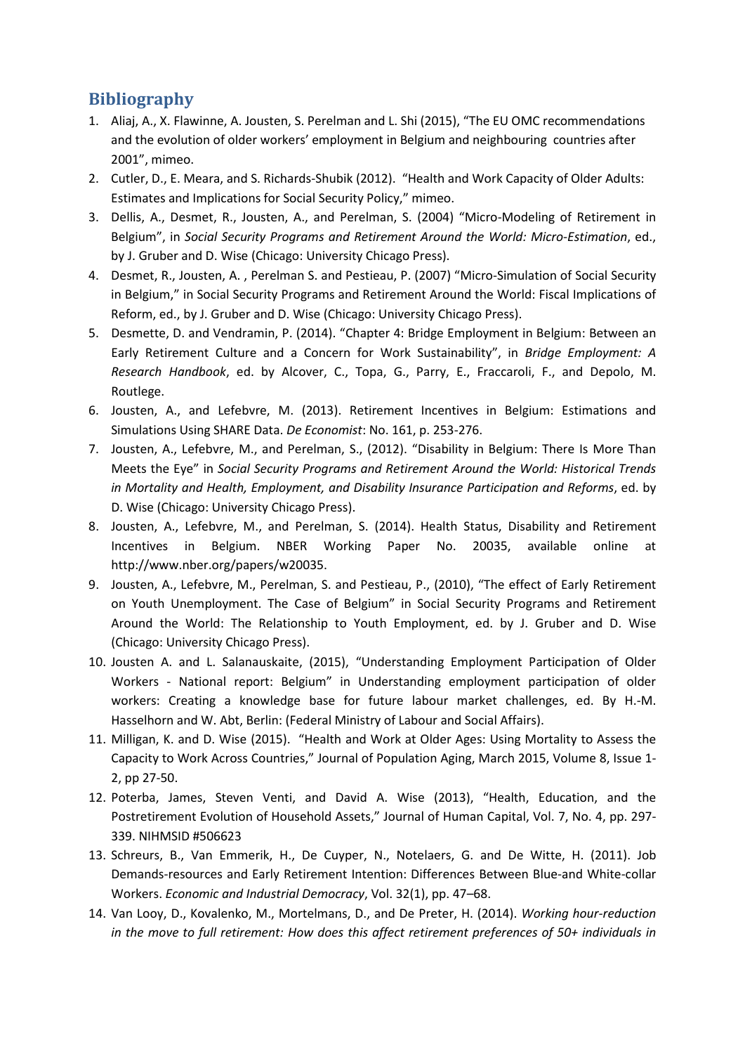## Bibliography

1. Aliaj, A., X. Flawinne, A. Jousten, S. Perelman and L. Shi (2015), "The EU OMC recommendations and the evolution of older workers' employment in Belgium and neighbouring countries after 2001", mimeo.
2. Cutler, D., E. Meara, and S. Richards-Shubik (2012). "Health and Work Capacity of Older Adults: Estimates and Implications for Social Security Policy," mimeo.
3. Dellis, A., Desmet, R., Jousten, A., and Perelman, S. (2004) "Micro-Modeling of Retirement in Belgium", in *Social Security Programs and Retirement Around the World: Micro-Estimation*, ed., by J. Gruber and D. Wise (Chicago: University Chicago Press).
4. Desmet, R., Jousten, A. , Perelman S. and Pestieau, P. (2007) "Micro-Simulation of Social Security in Belgium," in Social Security Programs and Retirement Around the World: Fiscal Implications of Reform, ed., by J. Gruber and D. Wise (Chicago: University Chicago Press).
5. Desmette, D. and Vendramin, P. (2014). "Chapter 4: Bridge Employment in Belgium: Between an Early Retirement Culture and a Concern for Work Sustainability", in *Bridge Employment: A Research Handbook*, ed. by Alcover, C., Topa, G., Parry, E., Fraccaroli, F., and Depolo, M. Routlege.
6. Jousten, A., and Lefebvre, M. (2013). Retirement Incentives in Belgium: Estimations and Simulations Using SHARE Data. *De Economist*: No. 161, p. 253-276.
7. Jousten, A., Lefebvre, M., and Perelman, S., (2012). "Disability in Belgium: There Is More Than Meets the Eye" in *Social Security Programs and Retirement Around the World: Historical Trends in Mortality and Health, Employment, and Disability Insurance Participation and Reforms*, ed. by D. Wise (Chicago: University Chicago Press).
8. Jousten, A., Lefebvre, M., and Perelman, S. (2014). Health Status, Disability and Retirement Incentives in Belgium. NBER Working Paper No. 20035, available online at http://www.nber.org/papers/w20035.
9. Jousten, A., Lefebvre, M., Perelman, S. and Pestieau, P., (2010), "The effect of Early Retirement on Youth Unemployment. The Case of Belgium" in Social Security Programs and Retirement Around the World: The Relationship to Youth Employment, ed. by J. Gruber and D. Wise (Chicago: University Chicago Press).
10. Jousten A. and L. Salanauskaite, (2015), "Understanding Employment Participation of Older Workers - National report: Belgium" in Understanding employment participation of older workers: Creating a knowledge base for future labour market challenges, ed. By H.-M. Hasselhorn and W. Abt, Berlin: (Federal Ministry of Labour and Social Affairs).
11. Milligan, K. and D. Wise (2015). "Health and Work at Older Ages: Using Mortality to Assess the Capacity to Work Across Countries," Journal of Population Aging, March 2015, Volume 8, Issue 1-2, pp 27-50.
12. Poterba, James, Steven Venti, and David A. Wise (2013), "Health, Education, and the Postretirement Evolution of Household Assets," Journal of Human Capital, Vol. 7, No. 4, pp. 297-339. NIHMSID #506623
13. Schreurs, B., Van Emmerik, H., De Cuyper, N., Notelaers, G. and De Witte, H. (2011). Job Demands-resources and Early Retirement Intention: Differences Between Blue-and White-collar Workers. *Economic and Industrial Democracy*, Vol. 32(1), pp. 47–68.
14. Van Looy, D., Kovalenko, M., Mortelmans, D., and De Preter, H. (2014). *Working hour-reduction in the move to full retirement: How does this affect retirement preferences of 50+ individuals in*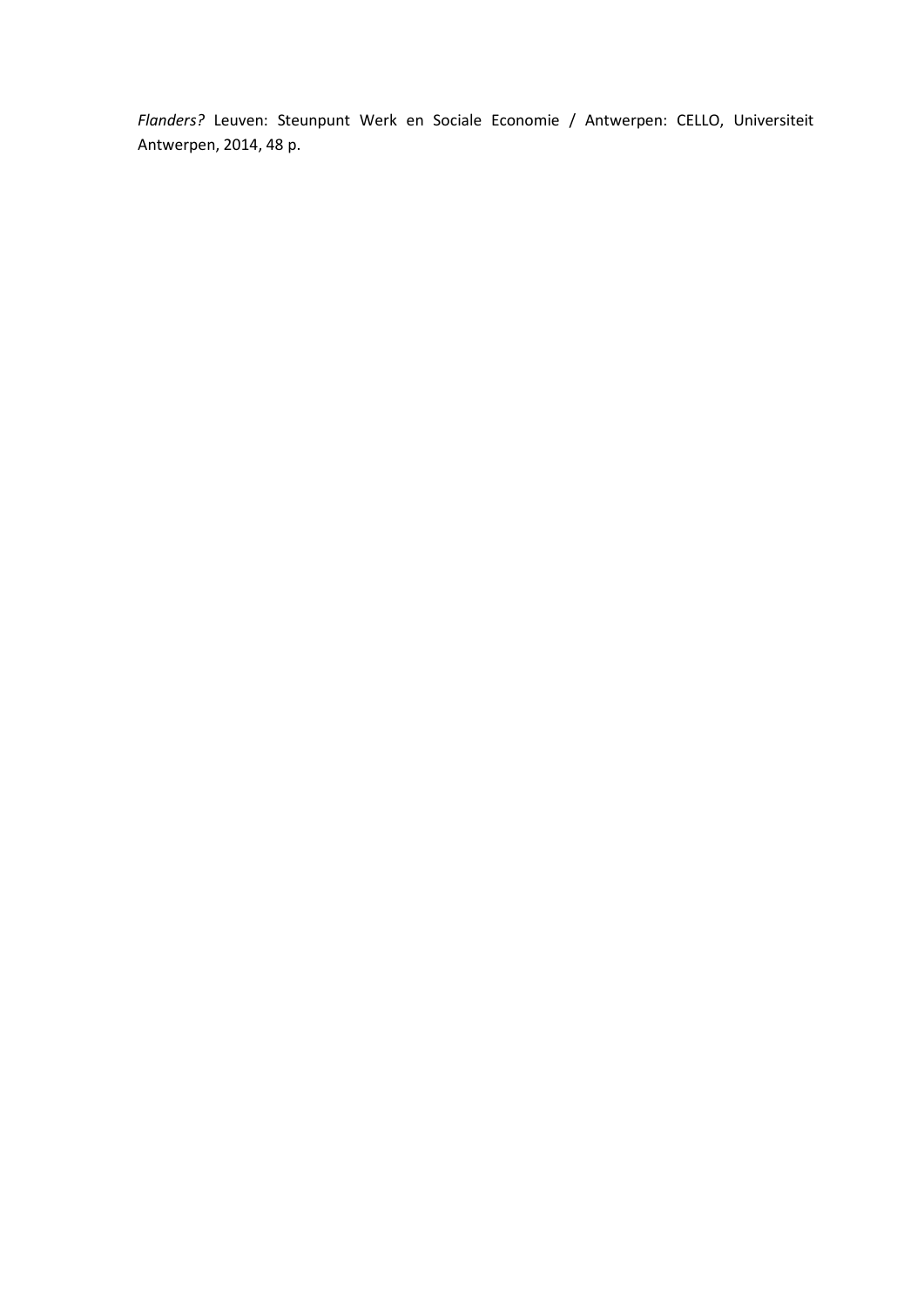*Flanders?* Leuven: Steunpunt Werk en Sociale Economie / Antwerpen: CELLO, Universiteit Antwerpen, 2014, 48 p.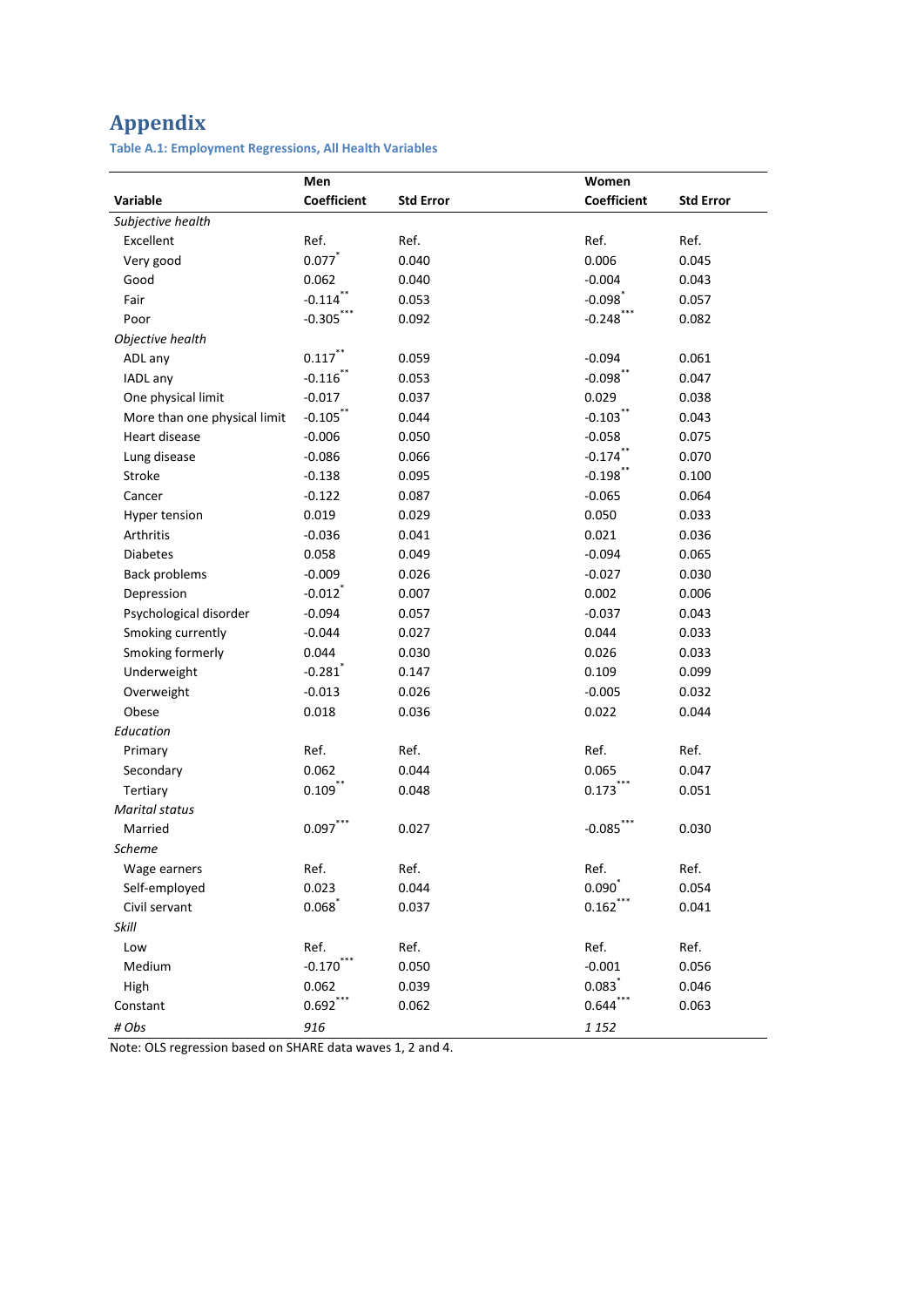# Appendix

### Table A.1: Employment Regressions, All Health Variables

| Variable | Men Coefficient | Std Error | Women Coefficient | Std Error |
|---|---|---|---|---|
| *Subjective health* | | | | |
| Excellent | Ref. | Ref. | Ref. | Ref. |
| Very good | 0.077* | 0.040 | 0.006 | 0.045 |
| Good | 0.062 | 0.040 | -0.004 | 0.043 |
| Fair | -0.114** | 0.053 | -0.098* | 0.057 |
| Poor | -0.305*** | 0.092 | -0.248*** | 0.082 |
| *Objective health* | | | | |
| ADL any | 0.117** | 0.059 | -0.094 | 0.061 |
| IADL any | -0.116** | 0.053 | -0.098** | 0.047 |
| One physical limit | -0.017 | 0.037 | 0.029 | 0.038 |
| More than one physical limit | -0.105** | 0.044 | -0.103** | 0.043 |
| Heart disease | -0.006 | 0.050 | -0.058 | 0.075 |
| Lung disease | -0.086 | 0.066 | -0.174** | 0.070 |
| Stroke | -0.138 | 0.095 | -0.198** | 0.100 |
| Cancer | -0.122 | 0.087 | -0.065 | 0.064 |
| Hyper tension | 0.019 | 0.029 | 0.050 | 0.033 |
| Arthritis | -0.036 | 0.041 | 0.021 | 0.036 |
| Diabetes | 0.058 | 0.049 | -0.094 | 0.065 |
| Back problems | -0.009 | 0.026 | -0.027 | 0.030 |
| Depression | -0.012* | 0.007 | 0.002 | 0.006 |
| Psychological disorder | -0.094 | 0.057 | -0.037 | 0.043 |
| Smoking currently | -0.044 | 0.027 | 0.044 | 0.033 |
| Smoking formerly | 0.044 | 0.030 | 0.026 | 0.033 |
| Underweight | -0.281* | 0.147 | 0.109 | 0.099 |
| Overweight | -0.013 | 0.026 | -0.005 | 0.032 |
| Obese | 0.018 | 0.036 | 0.022 | 0.044 |
| *Education* | | | | |
| Primary | Ref. | Ref. | Ref. | Ref. |
| Secondary | 0.062 | 0.044 | 0.065 | 0.047 |
| Tertiary | 0.109** | 0.048 | 0.173*** | 0.051 |
| *Marital status* | | | | |
| Married | 0.097*** | 0.027 | -0.085*** | 0.030 |
| *Scheme* | | | | |
| Wage earners | Ref. | Ref. | Ref. | Ref. |
| Self-employed | 0.023 | 0.044 | 0.090* | 0.054 |
| Civil servant | 0.068* | 0.037 | 0.162*** | 0.041 |
| *Skill* | | | | |
| Low | Ref. | Ref. | Ref. | Ref. |
| Medium | -0.170*** | 0.050 | -0.001 | 0.056 |
| High | 0.062 | 0.039 | 0.083* | 0.046 |
| Constant | 0.692*** | 0.062 | 0.644*** | 0.063 |
| *# Obs* | *916* | | *1 152* | |

Note: OLS regression based on SHARE data waves 1, 2 and 4.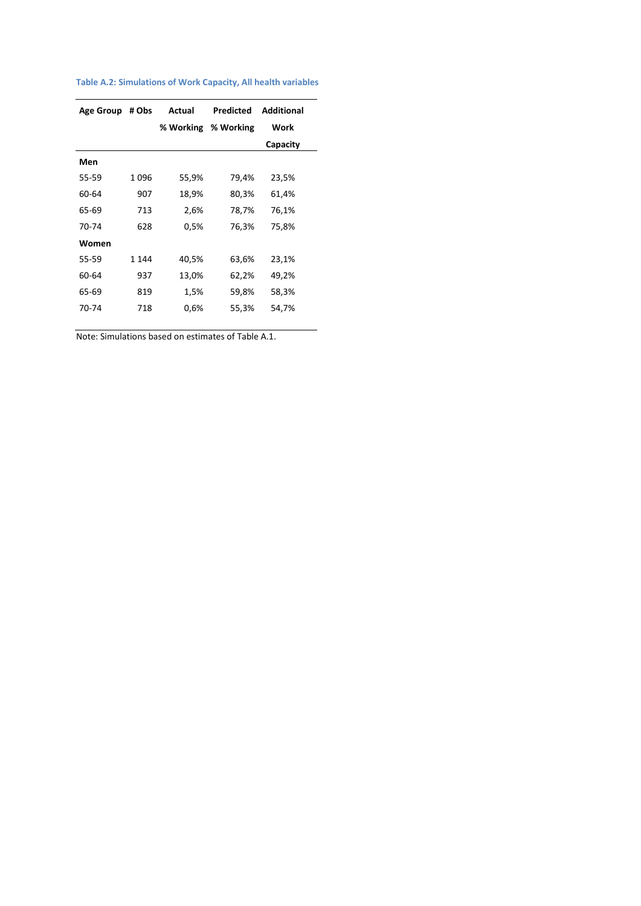**Table A.2: Simulations of Work Capacity, All health variables**

| Age Group | # Obs | Actual % Working | Predicted % Working | Additional Work Capacity |
|---|---|---|---|---|
| **Men** | | | | |
| 55-59 | 1 096 | 55,9% | 79,4% | 23,5% |
| 60-64 | 907 | 18,9% | 80,3% | 61,4% |
| 65-69 | 713 | 2,6% | 78,7% | 76,1% |
| 70-74 | 628 | 0,5% | 76,3% | 75,8% |
| **Women** | | | | |
| 55-59 | 1 144 | 40,5% | 63,6% | 23,1% |
| 60-64 | 937 | 13,0% | 62,2% | 49,2% |
| 65-69 | 819 | 1,5% | 59,8% | 58,3% |
| 70-74 | 718 | 0,6% | 55,3% | 54,7% |

Note: Simulations based on estimates of Table A.1.